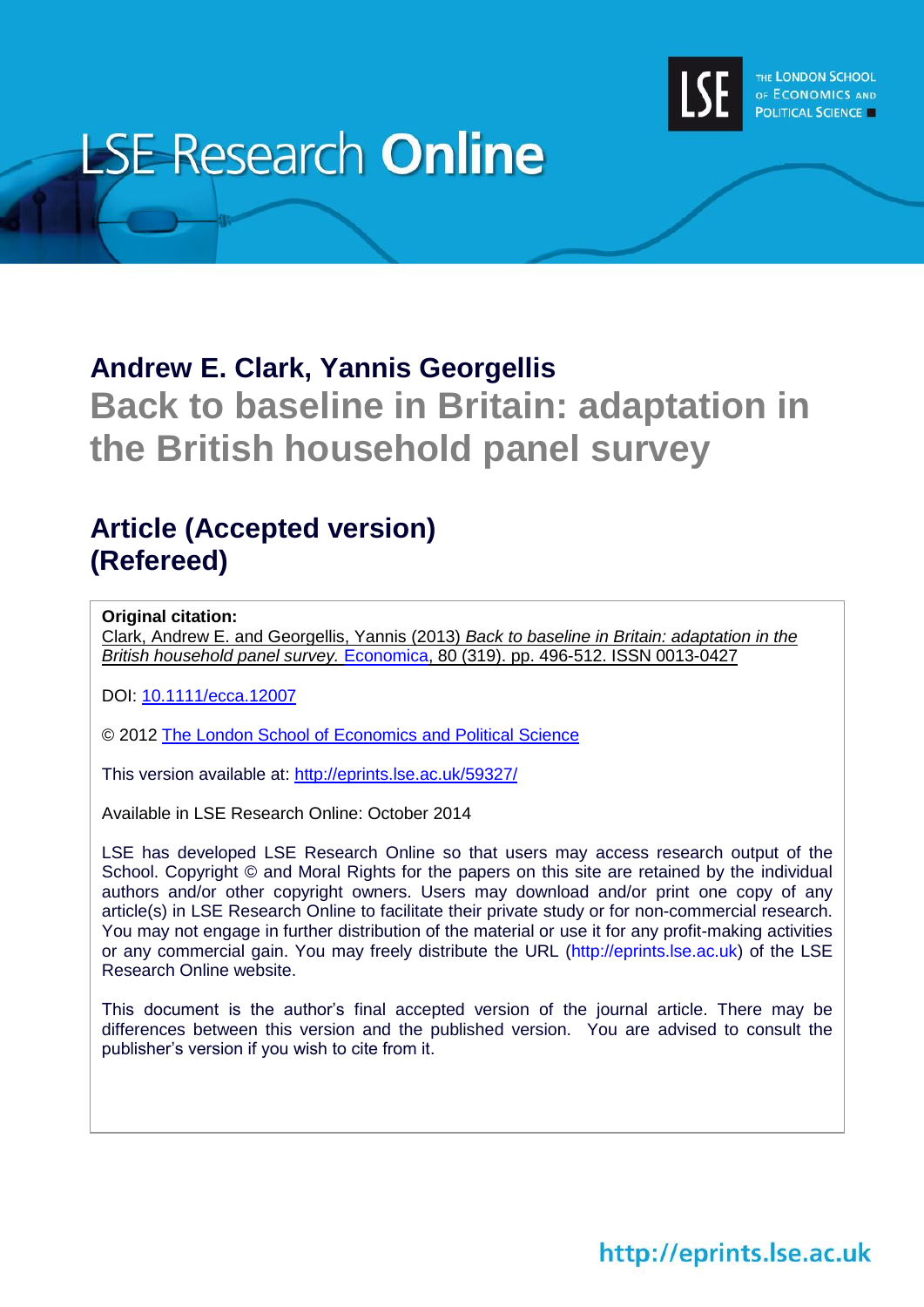# LSE Research Online

THE LONDON SCHOOL OF ECONOMICS AND POLITICAL SCIENCE

## Andrew E. Clark, Yannis Georgellis

# Back to baseline in Britain: adaptation in the British household panel survey

## Article (Accepted version) (Refereed)

**Original citation:**
Clark, Andrew E. and Georgellis, Yannis (2013) *Back to baseline in Britain: adaptation in the British household panel survey.* Economica, 80 (319). pp. 496-512. ISSN 0013-0427

DOI: 10.1111/ecca.12007

© 2012 The London School of Economics and Political Science

This version available at: http://eprints.lse.ac.uk/59327/

Available in LSE Research Online: October 2014

LSE has developed LSE Research Online so that users may access research output of the School. Copyright © and Moral Rights for the papers on this site are retained by the individual authors and/or other copyright owners. Users may download and/or print one copy of any article(s) in LSE Research Online to facilitate their private study or for non-commercial research. You may not engage in further distribution of the material or use it for any profit-making activities or any commercial gain. You may freely distribute the URL (http://eprints.lse.ac.uk) of the LSE Research Online website.

This document is the author's final accepted version of the journal article. There may be differences between this version and the published version. You are advised to consult the publisher's version if you wish to cite from it.

http://eprints.lse.ac.uk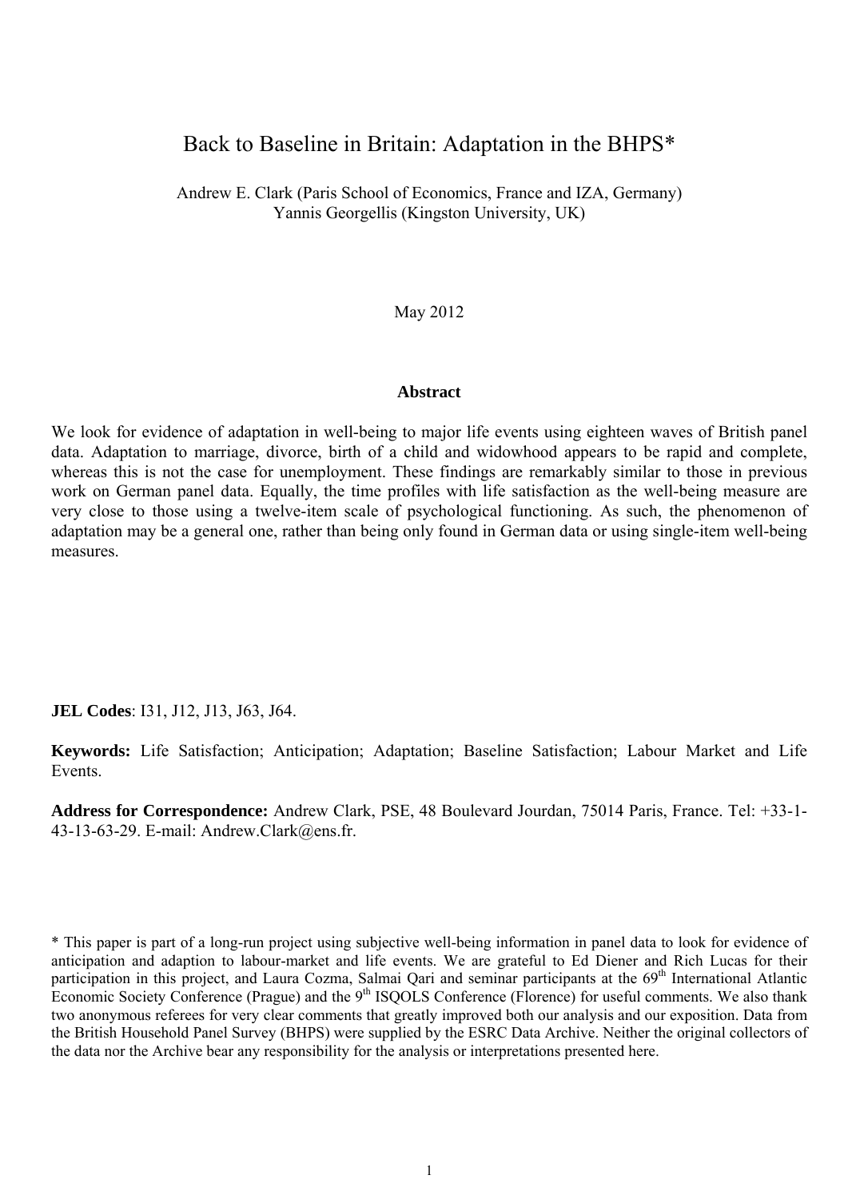# Back to Baseline in Britain: Adaptation in the BHPS*

Andrew E. Clark (Paris School of Economics, France and IZA, Germany)
Yannis Georgellis (Kingston University, UK)

May 2012

## Abstract

We look for evidence of adaptation in well-being to major life events using eighteen waves of British panel data. Adaptation to marriage, divorce, birth of a child and widowhood appears to be rapid and complete, whereas this is not the case for unemployment. These findings are remarkably similar to those in previous work on German panel data. Equally, the time profiles with life satisfaction as the well-being measure are very close to those using a twelve-item scale of psychological functioning. As such, the phenomenon of adaptation may be a general one, rather than being only found in German data or using single-item well-being measures.

**JEL Codes**: I31, J12, J13, J63, J64.

**Keywords:** Life Satisfaction; Anticipation; Adaptation; Baseline Satisfaction; Labour Market and Life Events.

**Address for Correspondence:** Andrew Clark, PSE, 48 Boulevard Jourdan, 75014 Paris, France. Tel: +33-1-43-13-63-29. E-mail: Andrew.Clark@ens.fr.

\* This paper is part of a long-run project using subjective well-being information in panel data to look for evidence of anticipation and adaption to labour-market and life events. We are grateful to Ed Diener and Rich Lucas for their participation in this project, and Laura Cozma, Salmai Qari and seminar participants at the 69th International Atlantic Economic Society Conference (Prague) and the 9th ISQOLS Conference (Florence) for useful comments. We also thank two anonymous referees for very clear comments that greatly improved both our analysis and our exposition. Data from the British Household Panel Survey (BHPS) were supplied by the ESRC Data Archive. Neither the original collectors of the data nor the Archive bear any responsibility for the analysis or interpretations presented here.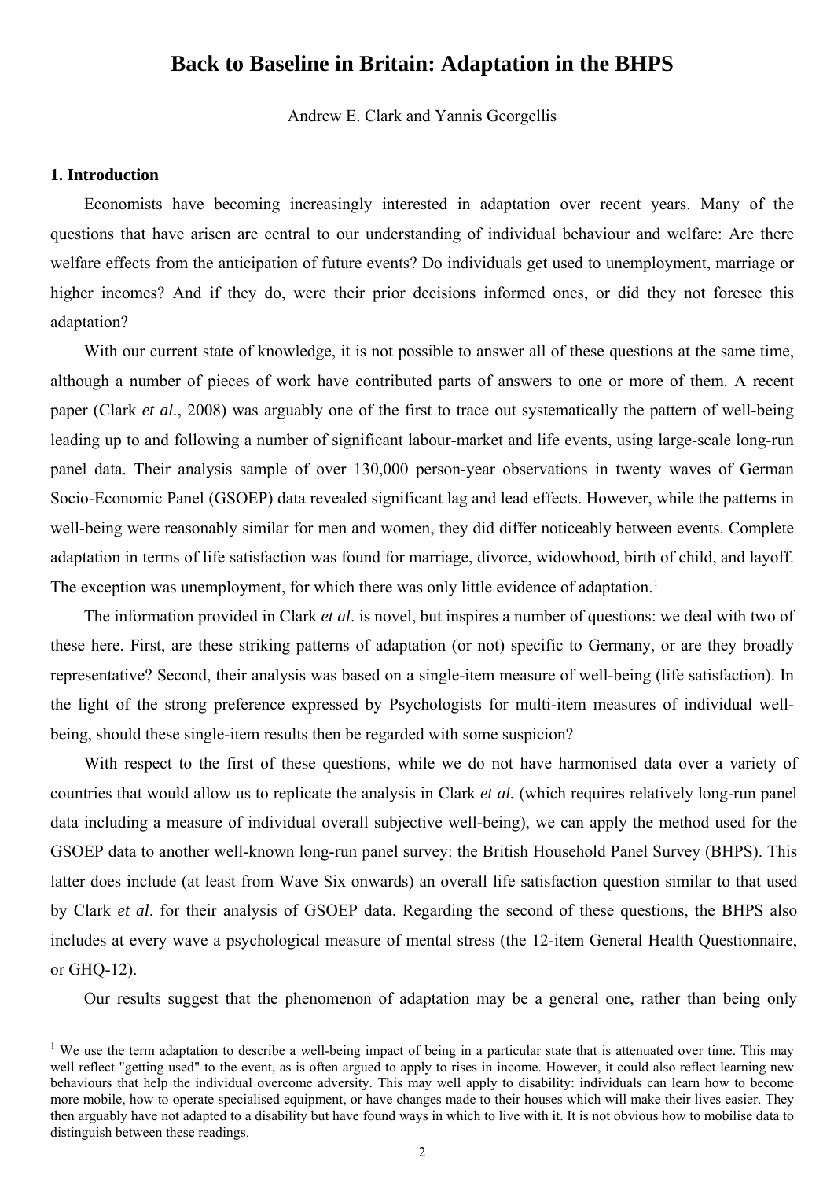# Back to Baseline in Britain: Adaptation in the BHPS

Andrew E. Clark and Yannis Georgellis

## 1. Introduction

Economists have becoming increasingly interested in adaptation over recent years. Many of the questions that have arisen are central to our understanding of individual behaviour and welfare: Are there welfare effects from the anticipation of future events? Do individuals get used to unemployment, marriage or higher incomes? And if they do, were their prior decisions informed ones, or did they not foresee this adaptation?

With our current state of knowledge, it is not possible to answer all of these questions at the same time, although a number of pieces of work have contributed parts of answers to one or more of them. A recent paper (Clark *et al.*, 2008) was arguably one of the first to trace out systematically the pattern of well-being leading up to and following a number of significant labour-market and life events, using large-scale long-run panel data. Their analysis sample of over 130,000 person-year observations in twenty waves of German Socio-Economic Panel (GSOEP) data revealed significant lag and lead effects. However, while the patterns in well-being were reasonably similar for men and women, they did differ noticeably between events. Complete adaptation in terms of life satisfaction was found for marriage, divorce, widowhood, birth of child, and layoff. The exception was unemployment, for which there was only little evidence of adaptation.[1]

The information provided in Clark *et al*. is novel, but inspires a number of questions: we deal with two of these here. First, are these striking patterns of adaptation (or not) specific to Germany, or are they broadly representative? Second, their analysis was based on a single-item measure of well-being (life satisfaction). In the light of the strong preference expressed by Psychologists for multi-item measures of individual well-being, should these single-item results then be regarded with some suspicion?

With respect to the first of these questions, while we do not have harmonised data over a variety of countries that would allow us to replicate the analysis in Clark *et al.* (which requires relatively long-run panel data including a measure of individual overall subjective well-being), we can apply the method used for the GSOEP data to another well-known long-run panel survey: the British Household Panel Survey (BHPS). This latter does include (at least from Wave Six onwards) an overall life satisfaction question similar to that used by Clark *et al*. for their analysis of GSOEP data. Regarding the second of these questions, the BHPS also includes at every wave a psychological measure of mental stress (the 12-item General Health Questionnaire, or GHQ-12).

Our results suggest that the phenomenon of adaptation may be a general one, rather than being only

---

[1] We use the term adaptation to describe a well-being impact of being in a particular state that is attenuated over time. This may well reflect "getting used" to the event, as is often argued to apply to rises in income. However, it could also reflect learning new behaviours that help the individual overcome adversity. This may well apply to disability: individuals can learn how to become more mobile, how to operate specialised equipment, or have changes made to their houses which will make their lives easier. They then arguably have not adapted to a disability but have found ways in which to live with it. It is not obvious how to mobilise data to distinguish between these readings.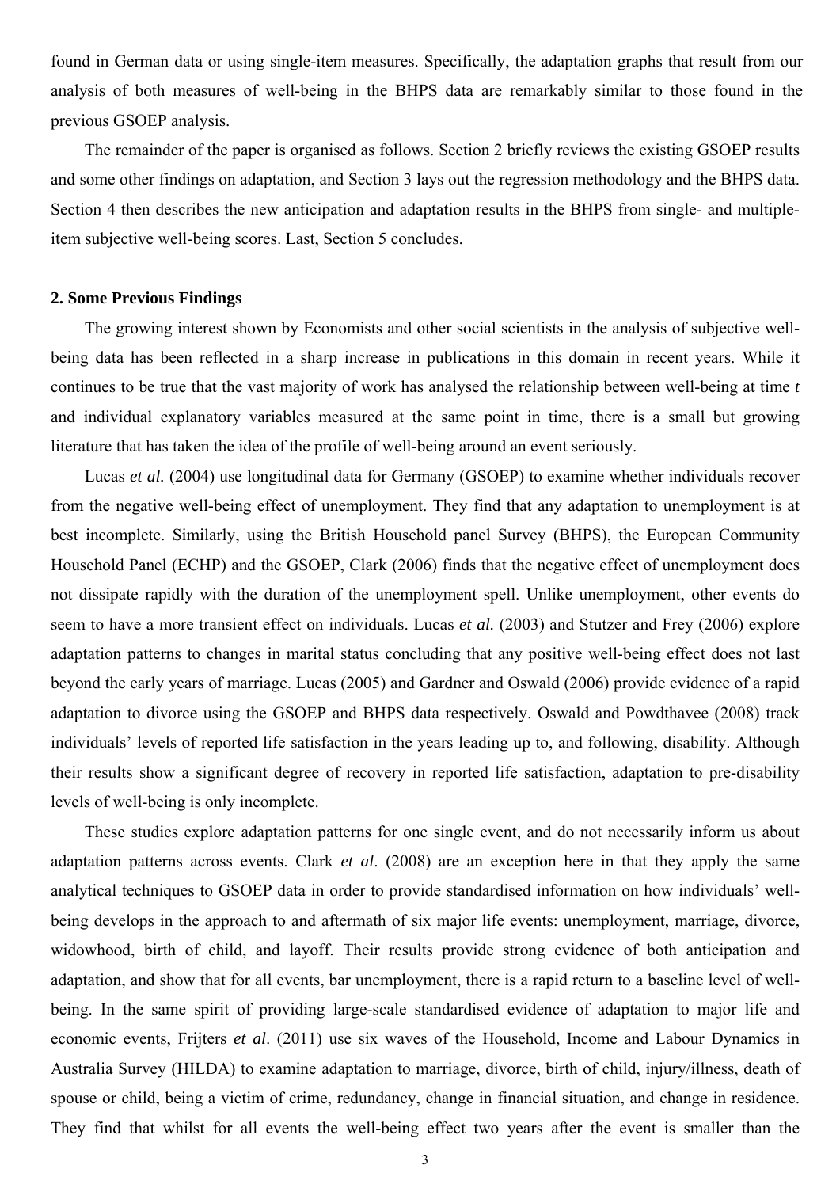found in German data or using single-item measures. Specifically, the adaptation graphs that result from our analysis of both measures of well-being in the BHPS data are remarkably similar to those found in the previous GSOEP analysis.

The remainder of the paper is organised as follows. Section 2 briefly reviews the existing GSOEP results and some other findings on adaptation, and Section 3 lays out the regression methodology and the BHPS data. Section 4 then describes the new anticipation and adaptation results in the BHPS from single- and multiple-item subjective well-being scores. Last, Section 5 concludes.

## 2. Some Previous Findings

The growing interest shown by Economists and other social scientists in the analysis of subjective well-being data has been reflected in a sharp increase in publications in this domain in recent years. While it continues to be true that the vast majority of work has analysed the relationship between well-being at time *t* and individual explanatory variables measured at the same point in time, there is a small but growing literature that has taken the idea of the profile of well-being around an event seriously.

Lucas *et al.* (2004) use longitudinal data for Germany (GSOEP) to examine whether individuals recover from the negative well-being effect of unemployment. They find that any adaptation to unemployment is at best incomplete. Similarly, using the British Household panel Survey (BHPS), the European Community Household Panel (ECHP) and the GSOEP, Clark (2006) finds that the negative effect of unemployment does not dissipate rapidly with the duration of the unemployment spell. Unlike unemployment, other events do seem to have a more transient effect on individuals. Lucas *et al.* (2003) and Stutzer and Frey (2006) explore adaptation patterns to changes in marital status concluding that any positive well-being effect does not last beyond the early years of marriage. Lucas (2005) and Gardner and Oswald (2006) provide evidence of a rapid adaptation to divorce using the GSOEP and BHPS data respectively. Oswald and Powdthavee (2008) track individuals' levels of reported life satisfaction in the years leading up to, and following, disability. Although their results show a significant degree of recovery in reported life satisfaction, adaptation to pre-disability levels of well-being is only incomplete.

These studies explore adaptation patterns for one single event, and do not necessarily inform us about adaptation patterns across events. Clark *et al*. (2008) are an exception here in that they apply the same analytical techniques to GSOEP data in order to provide standardised information on how individuals' well-being develops in the approach to and aftermath of six major life events: unemployment, marriage, divorce, widowhood, birth of child, and layoff. Their results provide strong evidence of both anticipation and adaptation, and show that for all events, bar unemployment, there is a rapid return to a baseline level of well-being. In the same spirit of providing large-scale standardised evidence of adaptation to major life and economic events, Frijters *et al*. (2011) use six waves of the Household, Income and Labour Dynamics in Australia Survey (HILDA) to examine adaptation to marriage, divorce, birth of child, injury/illness, death of spouse or child, being a victim of crime, redundancy, change in financial situation, and change in residence. They find that whilst for all events the well-being effect two years after the event is smaller than the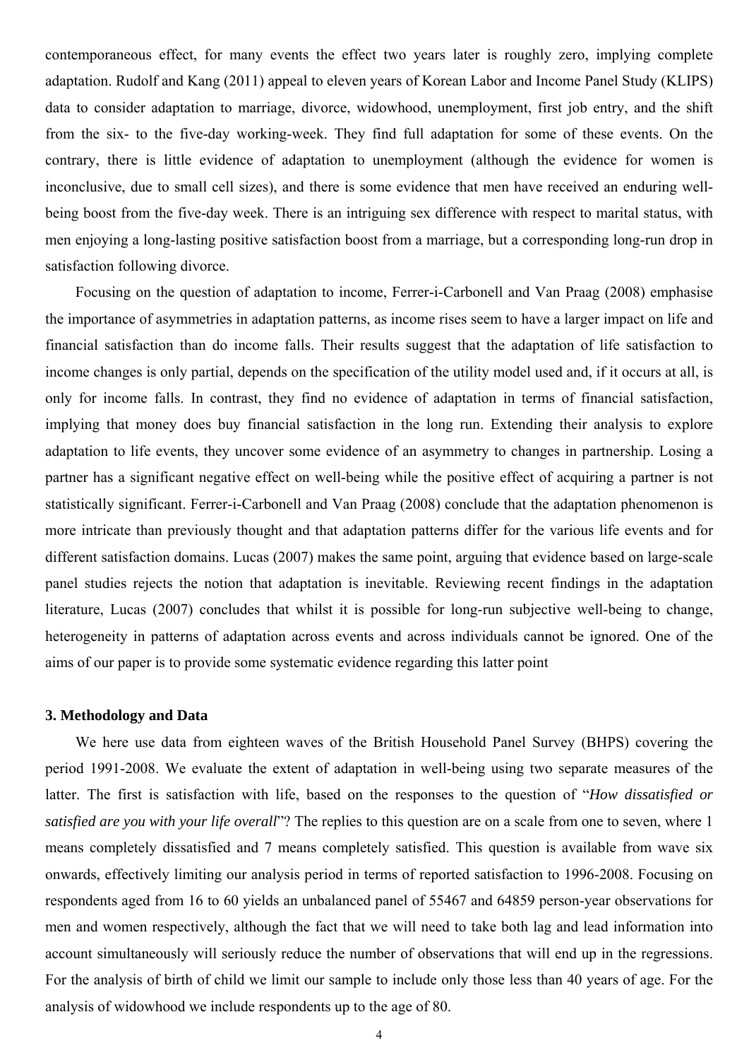contemporaneous effect, for many events the effect two years later is roughly zero, implying complete adaptation. Rudolf and Kang (2011) appeal to eleven years of Korean Labor and Income Panel Study (KLIPS) data to consider adaptation to marriage, divorce, widowhood, unemployment, first job entry, and the shift from the six- to the five-day working-week. They find full adaptation for some of these events. On the contrary, there is little evidence of adaptation to unemployment (although the evidence for women is inconclusive, due to small cell sizes), and there is some evidence that men have received an enduring well-being boost from the five-day week. There is an intriguing sex difference with respect to marital status, with men enjoying a long-lasting positive satisfaction boost from a marriage, but a corresponding long-run drop in satisfaction following divorce.

Focusing on the question of adaptation to income, Ferrer-i-Carbonell and Van Praag (2008) emphasise the importance of asymmetries in adaptation patterns, as income rises seem to have a larger impact on life and financial satisfaction than do income falls. Their results suggest that the adaptation of life satisfaction to income changes is only partial, depends on the specification of the utility model used and, if it occurs at all, is only for income falls. In contrast, they find no evidence of adaptation in terms of financial satisfaction, implying that money does buy financial satisfaction in the long run. Extending their analysis to explore adaptation to life events, they uncover some evidence of an asymmetry to changes in partnership. Losing a partner has a significant negative effect on well-being while the positive effect of acquiring a partner is not statistically significant. Ferrer-i-Carbonell and Van Praag (2008) conclude that the adaptation phenomenon is more intricate than previously thought and that adaptation patterns differ for the various life events and for different satisfaction domains. Lucas (2007) makes the same point, arguing that evidence based on large-scale panel studies rejects the notion that adaptation is inevitable. Reviewing recent findings in the adaptation literature, Lucas (2007) concludes that whilst it is possible for long-run subjective well-being to change, heterogeneity in patterns of adaptation across events and across individuals cannot be ignored. One of the aims of our paper is to provide some systematic evidence regarding this latter point

### 3. Methodology and Data

We here use data from eighteen waves of the British Household Panel Survey (BHPS) covering the period 1991-2008. We evaluate the extent of adaptation in well-being using two separate measures of the latter. The first is satisfaction with life, based on the responses to the question of "*How dissatisfied or satisfied are you with your life overall*"? The replies to this question are on a scale from one to seven, where 1 means completely dissatisfied and 7 means completely satisfied. This question is available from wave six onwards, effectively limiting our analysis period in terms of reported satisfaction to 1996-2008. Focusing on respondents aged from 16 to 60 yields an unbalanced panel of 55467 and 64859 person-year observations for men and women respectively, although the fact that we will need to take both lag and lead information into account simultaneously will seriously reduce the number of observations that will end up in the regressions. For the analysis of birth of child we limit our sample to include only those less than 40 years of age. For the analysis of widowhood we include respondents up to the age of 80.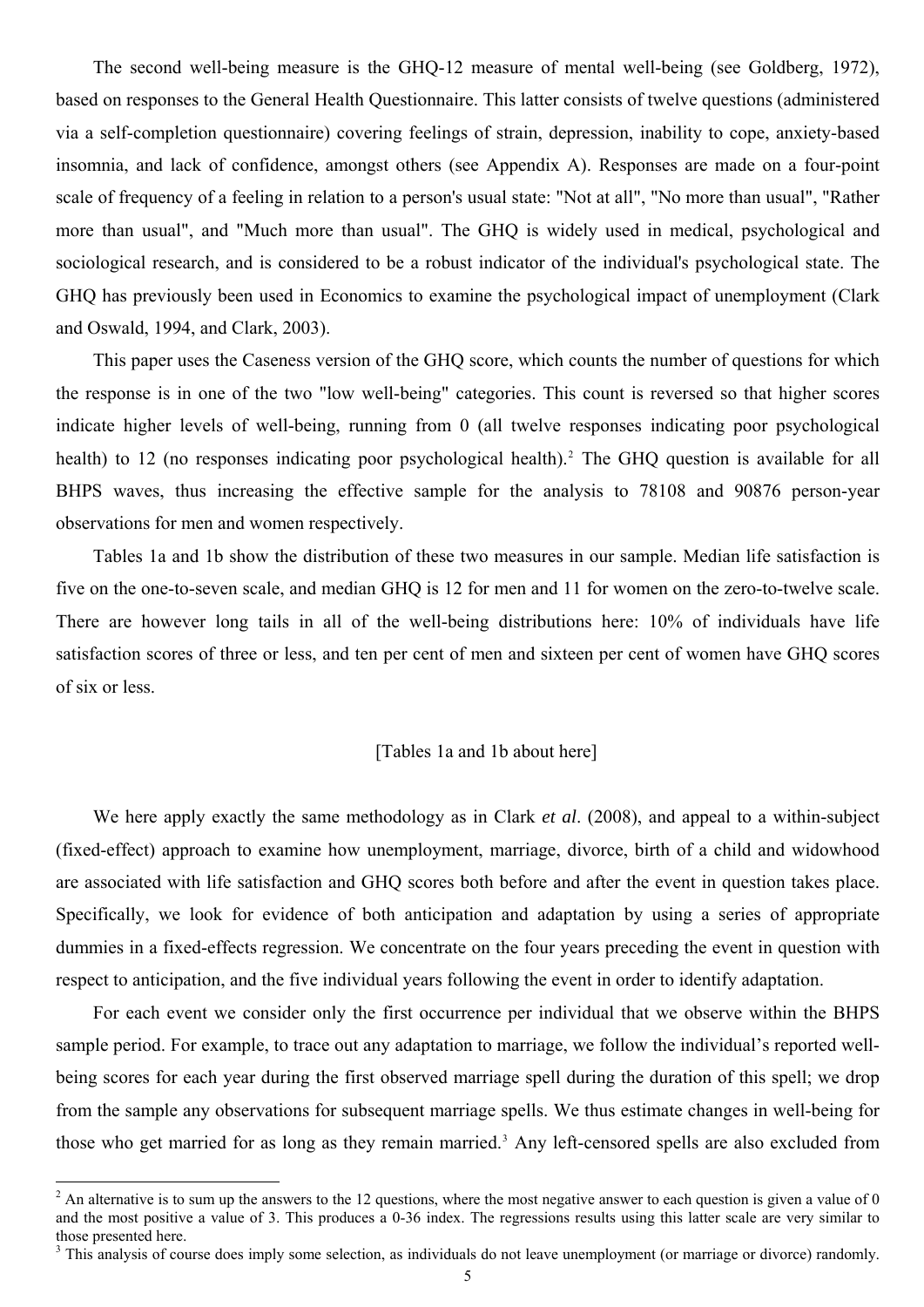The second well-being measure is the GHQ-12 measure of mental well-being (see Goldberg, 1972), based on responses to the General Health Questionnaire. This latter consists of twelve questions (administered via a self-completion questionnaire) covering feelings of strain, depression, inability to cope, anxiety-based insomnia, and lack of confidence, amongst others (see Appendix A). Responses are made on a four-point scale of frequency of a feeling in relation to a person's usual state: "Not at all", "No more than usual", "Rather more than usual", and "Much more than usual". The GHQ is widely used in medical, psychological and sociological research, and is considered to be a robust indicator of the individual's psychological state. The GHQ has previously been used in Economics to examine the psychological impact of unemployment (Clark and Oswald, 1994, and Clark, 2003).

This paper uses the Caseness version of the GHQ score, which counts the number of questions for which the response is in one of the two "low well-being" categories. This count is reversed so that higher scores indicate higher levels of well-being, running from 0 (all twelve responses indicating poor psychological health) to 12 (no responses indicating poor psychological health).[2] The GHQ question is available for all BHPS waves, thus increasing the effective sample for the analysis to 78108 and 90876 person-year observations for men and women respectively.

Tables 1a and 1b show the distribution of these two measures in our sample. Median life satisfaction is five on the one-to-seven scale, and median GHQ is 12 for men and 11 for women on the zero-to-twelve scale. There are however long tails in all of the well-being distributions here: 10% of individuals have life satisfaction scores of three or less, and ten per cent of men and sixteen per cent of women have GHQ scores of six or less.

[Tables 1a and 1b about here]

We here apply exactly the same methodology as in Clark *et al*. (2008), and appeal to a within-subject (fixed-effect) approach to examine how unemployment, marriage, divorce, birth of a child and widowhood are associated with life satisfaction and GHQ scores both before and after the event in question takes place. Specifically, we look for evidence of both anticipation and adaptation by using a series of appropriate dummies in a fixed-effects regression. We concentrate on the four years preceding the event in question with respect to anticipation, and the five individual years following the event in order to identify adaptation.

For each event we consider only the first occurrence per individual that we observe within the BHPS sample period. For example, to trace out any adaptation to marriage, we follow the individual's reported well-being scores for each year during the first observed marriage spell during the duration of this spell; we drop from the sample any observations for subsequent marriage spells. We thus estimate changes in well-being for those who get married for as long as they remain married.[3] Any left-censored spells are also excluded from

---

[2] An alternative is to sum up the answers to the 12 questions, where the most negative answer to each question is given a value of 0 and the most positive a value of 3. This produces a 0-36 index. The regressions results using this latter scale are very similar to those presented here.

[3] This analysis of course does imply some selection, as individuals do not leave unemployment (or marriage or divorce) randomly.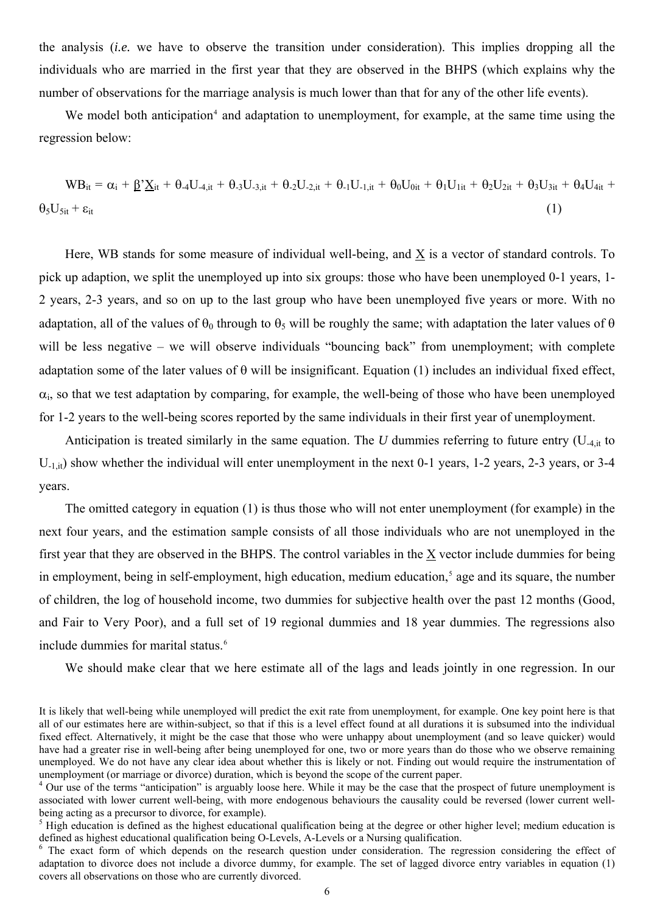the analysis (*i.e.* we have to observe the transition under consideration). This implies dropping all the individuals who are married in the first year that they are observed in the BHPS (which explains why the number of observations for the marriage analysis is much lower than that for any of the other life events).

We model both anticipation[4] and adaptation to unemployment, for example, at the same time using the regression below:

$$WB_{it} = \alpha_i + \underline{\beta}'\underline{X}_{it} + \theta_{-4}U_{-4,it} + \theta_{-3}U_{-3,it} + \theta_{-2}U_{-2,it} + \theta_{-1}U_{-1,it} + \theta_0 U_{0it} + \theta_1 U_{1it} + \theta_2 U_{2it} + \theta_3 U_{3it} + \theta_4 U_{4it} + \theta_5 U_{5it} + \varepsilon_{it} \quad (1)$$

Here, WB stands for some measure of individual well-being, and $\underline{X}$ is a vector of standard controls. To pick up adaption, we split the unemployed up into six groups: those who have been unemployed 0-1 years, 1-2 years, 2-3 years, and so on up to the last group who have been unemployed five years or more. With no adaptation, all of the values of $\theta_0$ through to $\theta_5$ will be roughly the same; with adaptation the later values of $\theta$ will be less negative – we will observe individuals "bouncing back" from unemployment; with complete adaptation some of the later values of $\theta$ will be insignificant. Equation (1) includes an individual fixed effect, $\alpha_i$, so that we test adaptation by comparing, for example, the well-being of those who have been unemployed for 1-2 years to the well-being scores reported by the same individuals in their first year of unemployment.

Anticipation is treated similarly in the same equation. The *U* dummies referring to future entry ($U_{-4,it}$ to $U_{-1,it}$) show whether the individual will enter unemployment in the next 0-1 years, 1-2 years, 2-3 years, or 3-4 years.

The omitted category in equation (1) is thus those who will not enter unemployment (for example) in the next four years, and the estimation sample consists of all those individuals who are not unemployed in the first year that they are observed in the BHPS. The control variables in the $\underline{X}$ vector include dummies for being in employment, being in self-employment, high education, medium education,[5] age and its square, the number of children, the log of household income, two dummies for subjective health over the past 12 months (Good, and Fair to Very Poor), and a full set of 19 regional dummies and 18 year dummies. The regressions also include dummies for marital status.[6]

We should make clear that we here estimate all of the lags and leads jointly in one regression. In our

---

It is likely that well-being while unemployed will predict the exit rate from unemployment, for example. One key point here is that all of our estimates here are within-subject, so that if this is a level effect found at all durations it is subsumed into the individual fixed effect. Alternatively, it might be the case that those who were unhappy about unemployment (and so leave quicker) would have had a greater rise in well-being after being unemployed for one, two or more years than do those who we observe remaining unemployed. We do not have any clear idea about whether this is likely or not. Finding out would require the instrumentation of unemployment (or marriage or divorce) duration, which is beyond the scope of the current paper.

[4] Our use of the terms "anticipation" is arguably loose here. While it may be the case that the prospect of future unemployment is associated with lower current well-being, with more endogenous behaviours the causality could be reversed (lower current well-being acting as a precursor to divorce, for example).

[5] High education is defined as the highest educational qualification being at the degree or other higher level; medium education is defined as highest educational qualification being O-Levels, A-Levels or a Nursing qualification.

[6] The exact form of which depends on the research question under consideration. The regression considering the effect of adaptation to divorce does not include a divorce dummy, for example. The set of lagged divorce entry variables in equation (1) covers all observations on those who are currently divorced.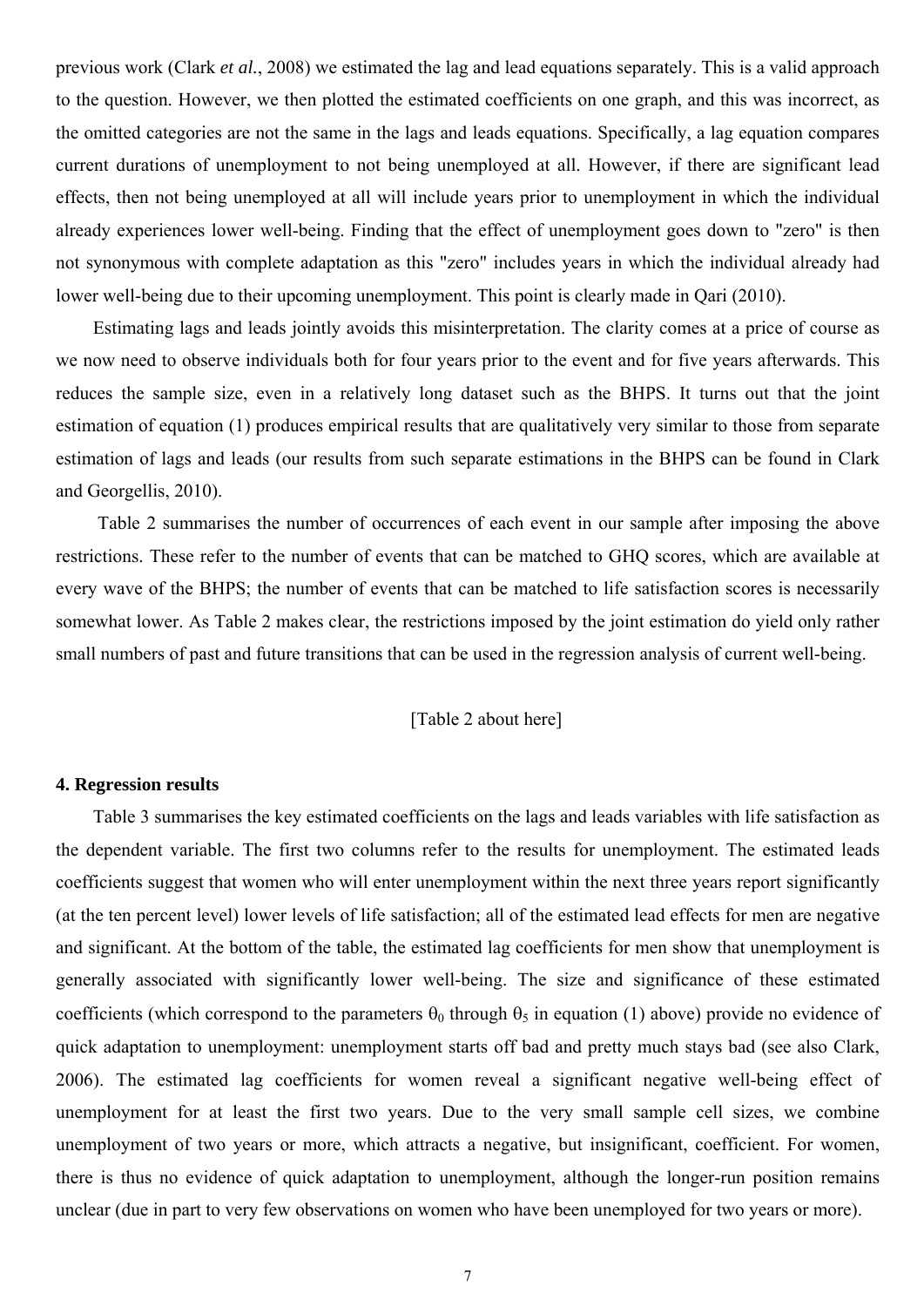previous work (Clark *et al.*, 2008) we estimated the lag and lead equations separately. This is a valid approach to the question. However, we then plotted the estimated coefficients on one graph, and this was incorrect, as the omitted categories are not the same in the lags and leads equations. Specifically, a lag equation compares current durations of unemployment to not being unemployed at all. However, if there are significant lead effects, then not being unemployed at all will include years prior to unemployment in which the individual already experiences lower well-being. Finding that the effect of unemployment goes down to "zero" is then not synonymous with complete adaptation as this "zero" includes years in which the individual already had lower well-being due to their upcoming unemployment. This point is clearly made in Qari (2010).

Estimating lags and leads jointly avoids this misinterpretation. The clarity comes at a price of course as we now need to observe individuals both for four years prior to the event and for five years afterwards. This reduces the sample size, even in a relatively long dataset such as the BHPS. It turns out that the joint estimation of equation (1) produces empirical results that are qualitatively very similar to those from separate estimation of lags and leads (our results from such separate estimations in the BHPS can be found in Clark and Georgellis, 2010).

Table 2 summarises the number of occurrences of each event in our sample after imposing the above restrictions. These refer to the number of events that can be matched to GHQ scores, which are available at every wave of the BHPS; the number of events that can be matched to life satisfaction scores is necessarily somewhat lower. As Table 2 makes clear, the restrictions imposed by the joint estimation do yield only rather small numbers of past and future transitions that can be used in the regression analysis of current well-being.

[Table 2 about here]

## 4. Regression results

Table 3 summarises the key estimated coefficients on the lags and leads variables with life satisfaction as the dependent variable. The first two columns refer to the results for unemployment. The estimated leads coefficients suggest that women who will enter unemployment within the next three years report significantly (at the ten percent level) lower levels of life satisfaction; all of the estimated lead effects for men are negative and significant. At the bottom of the table, the estimated lag coefficients for men show that unemployment is generally associated with significantly lower well-being. The size and significance of these estimated coefficients (which correspond to the parameters $\theta_0$ through $\theta_5$ in equation (1) above) provide no evidence of quick adaptation to unemployment: unemployment starts off bad and pretty much stays bad (see also Clark, 2006). The estimated lag coefficients for women reveal a significant negative well-being effect of unemployment for at least the first two years. Due to the very small sample cell sizes, we combine unemployment of two years or more, which attracts a negative, but insignificant, coefficient. For women, there is thus no evidence of quick adaptation to unemployment, although the longer-run position remains unclear (due in part to very few observations on women who have been unemployed for two years or more).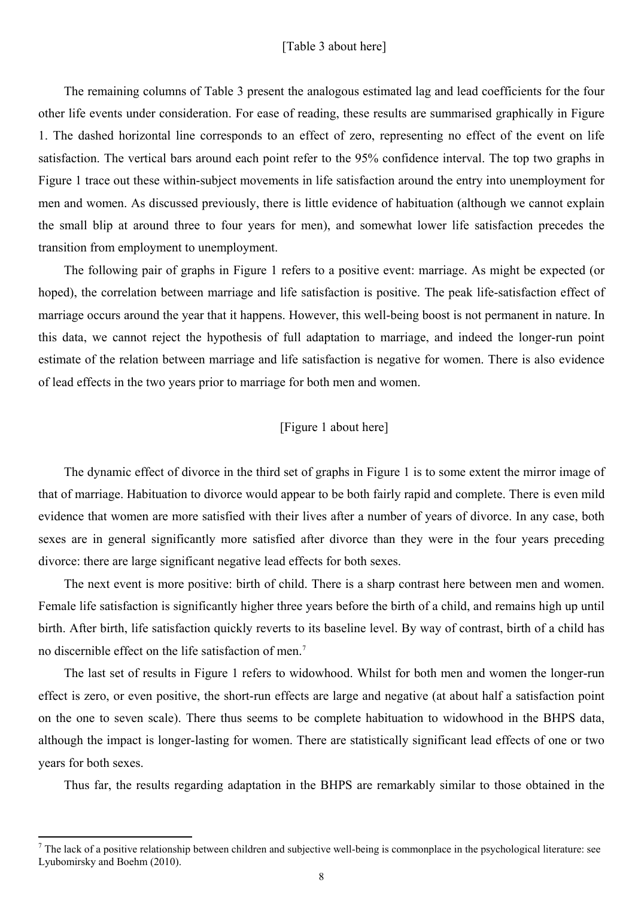[Table 3 about here]

The remaining columns of Table 3 present the analogous estimated lag and lead coefficients for the four other life events under consideration. For ease of reading, these results are summarised graphically in Figure 1. The dashed horizontal line corresponds to an effect of zero, representing no effect of the event on life satisfaction. The vertical bars around each point refer to the 95% confidence interval. The top two graphs in Figure 1 trace out these within-subject movements in life satisfaction around the entry into unemployment for men and women. As discussed previously, there is little evidence of habituation (although we cannot explain the small blip at around three to four years for men), and somewhat lower life satisfaction precedes the transition from employment to unemployment.

The following pair of graphs in Figure 1 refers to a positive event: marriage. As might be expected (or hoped), the correlation between marriage and life satisfaction is positive. The peak life-satisfaction effect of marriage occurs around the year that it happens. However, this well-being boost is not permanent in nature. In this data, we cannot reject the hypothesis of full adaptation to marriage, and indeed the longer-run point estimate of the relation between marriage and life satisfaction is negative for women. There is also evidence of lead effects in the two years prior to marriage for both men and women.

[Figure 1 about here]

The dynamic effect of divorce in the third set of graphs in Figure 1 is to some extent the mirror image of that of marriage. Habituation to divorce would appear to be both fairly rapid and complete. There is even mild evidence that women are more satisfied with their lives after a number of years of divorce. In any case, both sexes are in general significantly more satisfied after divorce than they were in the four years preceding divorce: there are large significant negative lead effects for both sexes.

The next event is more positive: birth of child. There is a sharp contrast here between men and women. Female life satisfaction is significantly higher three years before the birth of a child, and remains high up until birth. After birth, life satisfaction quickly reverts to its baseline level. By way of contrast, birth of a child has no discernible effect on the life satisfaction of men.[7]

The last set of results in Figure 1 refers to widowhood. Whilst for both men and women the longer-run effect is zero, or even positive, the short-run effects are large and negative (at about half a satisfaction point on the one to seven scale). There thus seems to be complete habituation to widowhood in the BHPS data, although the impact is longer-lasting for women. There are statistically significant lead effects of one or two years for both sexes.

Thus far, the results regarding adaptation in the BHPS are remarkably similar to those obtained in the

[7] The lack of a positive relationship between children and subjective well-being is commonplace in the psychological literature: see Lyubomirsky and Boehm (2010).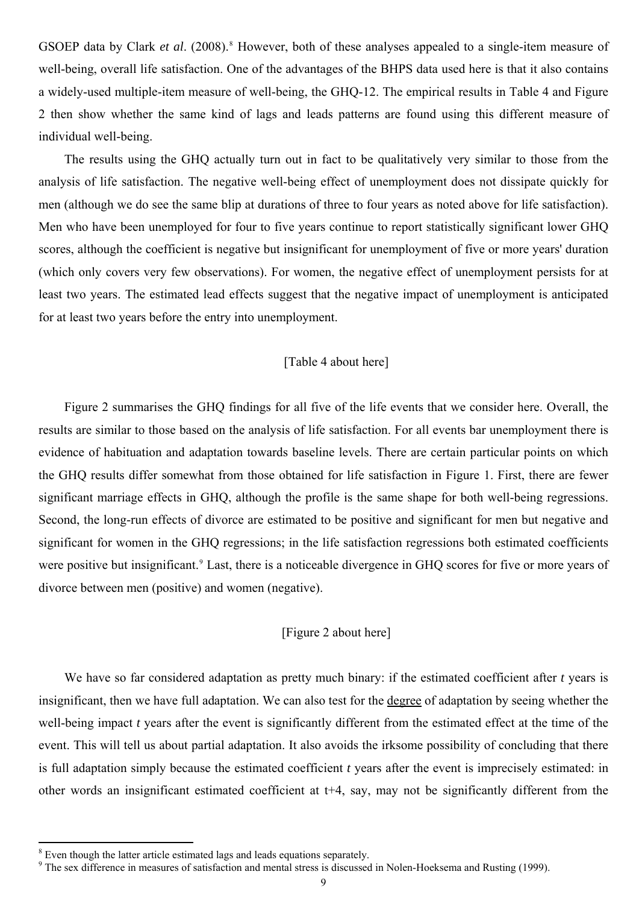GSOEP data by Clark *et al*. (2008).[8] However, both of these analyses appealed to a single-item measure of well-being, overall life satisfaction. One of the advantages of the BHPS data used here is that it also contains a widely-used multiple-item measure of well-being, the GHQ-12. The empirical results in Table 4 and Figure 2 then show whether the same kind of lags and leads patterns are found using this different measure of individual well-being.

The results using the GHQ actually turn out in fact to be qualitatively very similar to those from the analysis of life satisfaction. The negative well-being effect of unemployment does not dissipate quickly for men (although we do see the same blip at durations of three to four years as noted above for life satisfaction). Men who have been unemployed for four to five years continue to report statistically significant lower GHQ scores, although the coefficient is negative but insignificant for unemployment of five or more years' duration (which only covers very few observations). For women, the negative effect of unemployment persists for at least two years. The estimated lead effects suggest that the negative impact of unemployment is anticipated for at least two years before the entry into unemployment.

[Table 4 about here]

Figure 2 summarises the GHQ findings for all five of the life events that we consider here. Overall, the results are similar to those based on the analysis of life satisfaction. For all events bar unemployment there is evidence of habituation and adaptation towards baseline levels. There are certain particular points on which the GHQ results differ somewhat from those obtained for life satisfaction in Figure 1. First, there are fewer significant marriage effects in GHQ, although the profile is the same shape for both well-being regressions. Second, the long-run effects of divorce are estimated to be positive and significant for men but negative and significant for women in the GHQ regressions; in the life satisfaction regressions both estimated coefficients were positive but insignificant.[9] Last, there is a noticeable divergence in GHQ scores for five or more years of divorce between men (positive) and women (negative).

[Figure 2 about here]

We have so far considered adaptation as pretty much binary: if the estimated coefficient after *t* years is insignificant, then we have full adaptation. We can also test for the degree of adaptation by seeing whether the well-being impact *t* years after the event is significantly different from the estimated effect at the time of the event. This will tell us about partial adaptation. It also avoids the irksome possibility of concluding that there is full adaptation simply because the estimated coefficient *t* years after the event is imprecisely estimated: in other words an insignificant estimated coefficient at t+4, say, may not be significantly different from the

[8] Even though the latter article estimated lags and leads equations separately.

[9] The sex difference in measures of satisfaction and mental stress is discussed in Nolen-Hoeksema and Rusting (1999).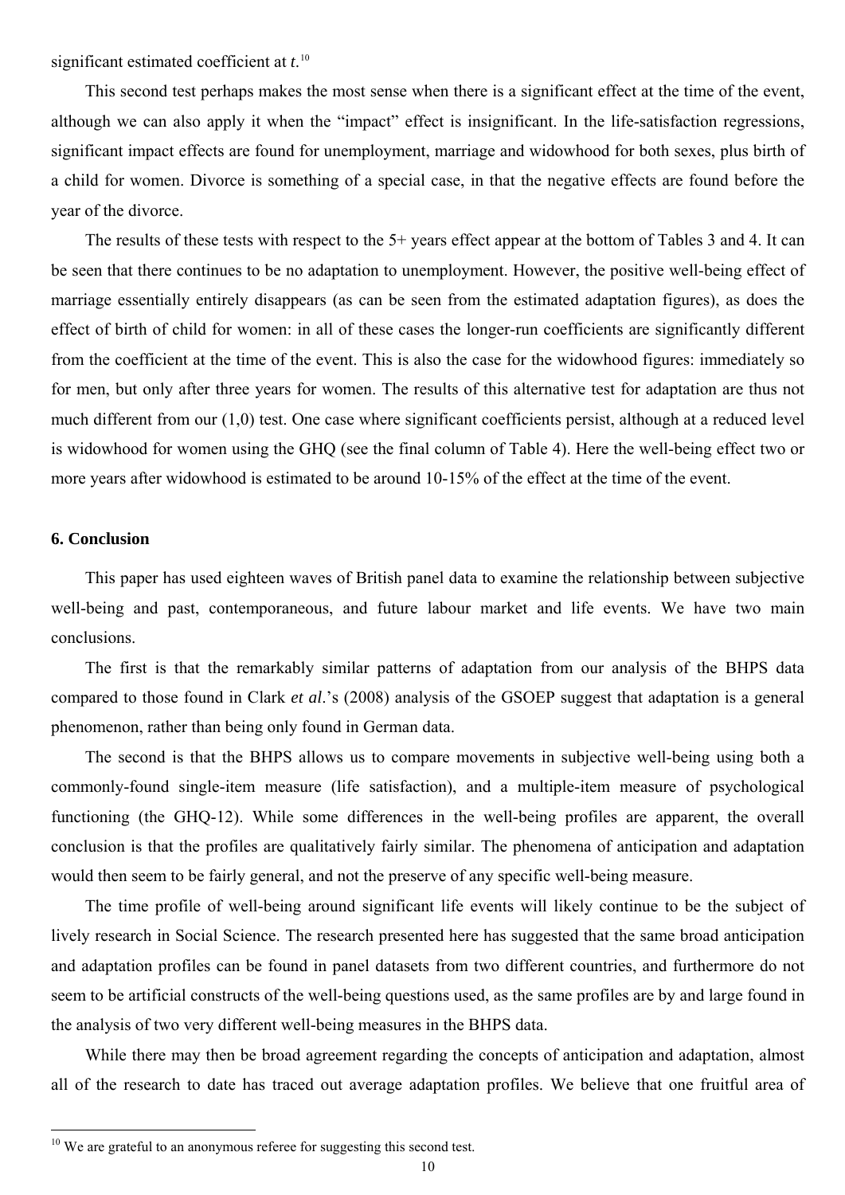significant estimated coefficient at *t*.[10]

This second test perhaps makes the most sense when there is a significant effect at the time of the event, although we can also apply it when the "impact" effect is insignificant. In the life-satisfaction regressions, significant impact effects are found for unemployment, marriage and widowhood for both sexes, plus birth of a child for women. Divorce is something of a special case, in that the negative effects are found before the year of the divorce.

The results of these tests with respect to the 5+ years effect appear at the bottom of Tables 3 and 4. It can be seen that there continues to be no adaptation to unemployment. However, the positive well-being effect of marriage essentially entirely disappears (as can be seen from the estimated adaptation figures), as does the effect of birth of child for women: in all of these cases the longer-run coefficients are significantly different from the coefficient at the time of the event. This is also the case for the widowhood figures: immediately so for men, but only after three years for women. The results of this alternative test for adaptation are thus not much different from our (1,0) test. One case where significant coefficients persist, although at a reduced level is widowhood for women using the GHQ (see the final column of Table 4). Here the well-being effect two or more years after widowhood is estimated to be around 10-15% of the effect at the time of the event.

## 6. Conclusion

This paper has used eighteen waves of British panel data to examine the relationship between subjective well-being and past, contemporaneous, and future labour market and life events. We have two main conclusions.

The first is that the remarkably similar patterns of adaptation from our analysis of the BHPS data compared to those found in Clark *et al*.'s (2008) analysis of the GSOEP suggest that adaptation is a general phenomenon, rather than being only found in German data.

The second is that the BHPS allows us to compare movements in subjective well-being using both a commonly-found single-item measure (life satisfaction), and a multiple-item measure of psychological functioning (the GHQ-12). While some differences in the well-being profiles are apparent, the overall conclusion is that the profiles are qualitatively fairly similar. The phenomena of anticipation and adaptation would then seem to be fairly general, and not the preserve of any specific well-being measure.

The time profile of well-being around significant life events will likely continue to be the subject of lively research in Social Science. The research presented here has suggested that the same broad anticipation and adaptation profiles can be found in panel datasets from two different countries, and furthermore do not seem to be artificial constructs of the well-being questions used, as the same profiles are by and large found in the analysis of two very different well-being measures in the BHPS data.

While there may then be broad agreement regarding the concepts of anticipation and adaptation, almost all of the research to date has traced out average adaptation profiles. We believe that one fruitful area of

[10] We are grateful to an anonymous referee for suggesting this second test.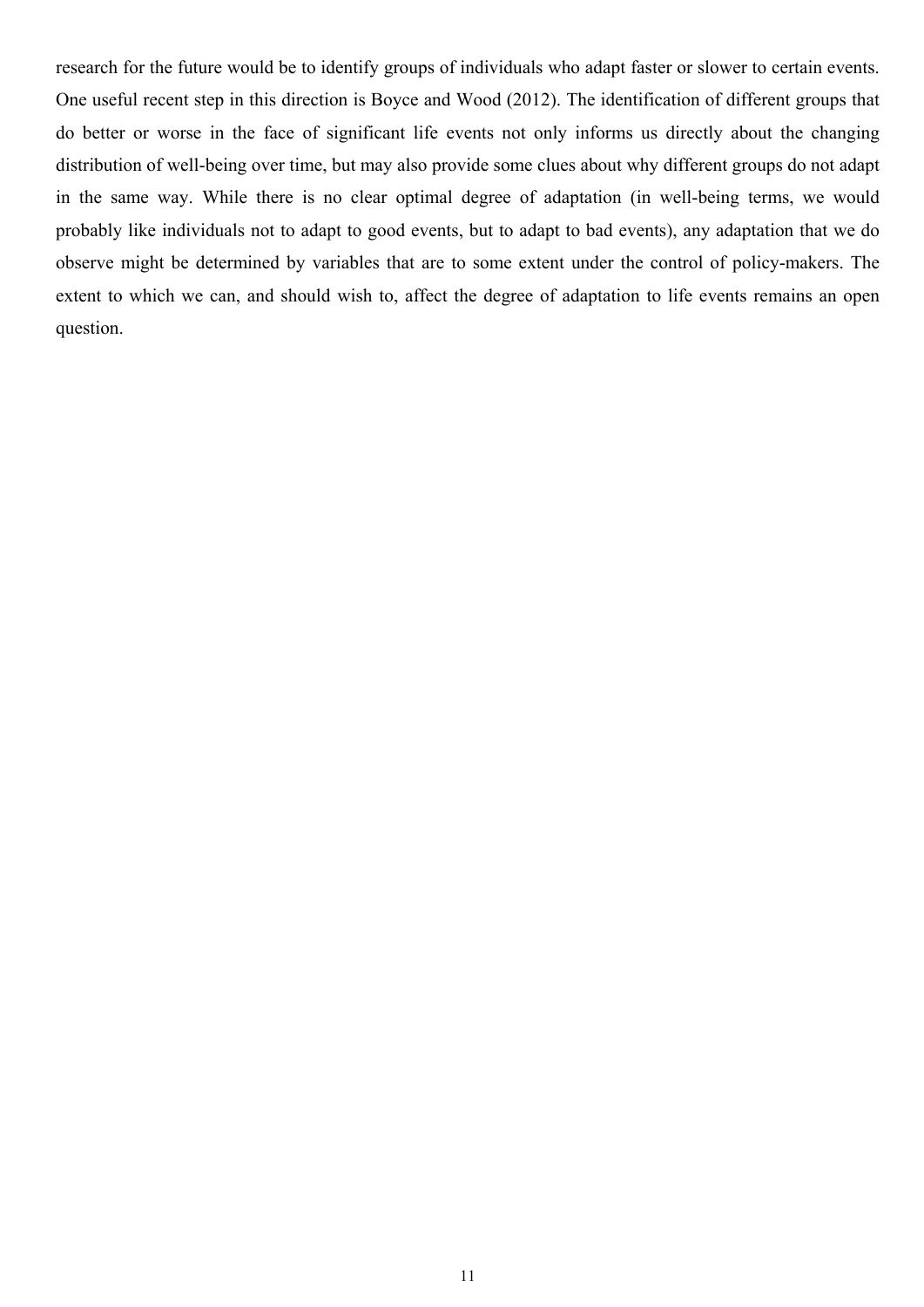research for the future would be to identify groups of individuals who adapt faster or slower to certain events. One useful recent step in this direction is Boyce and Wood (2012). The identification of different groups that do better or worse in the face of significant life events not only informs us directly about the changing distribution of well-being over time, but may also provide some clues about why different groups do not adapt in the same way. While there is no clear optimal degree of adaptation (in well-being terms, we would probably like individuals not to adapt to good events, but to adapt to bad events), any adaptation that we do observe might be determined by variables that are to some extent under the control of policy-makers. The extent to which we can, and should wish to, affect the degree of adaptation to life events remains an open question.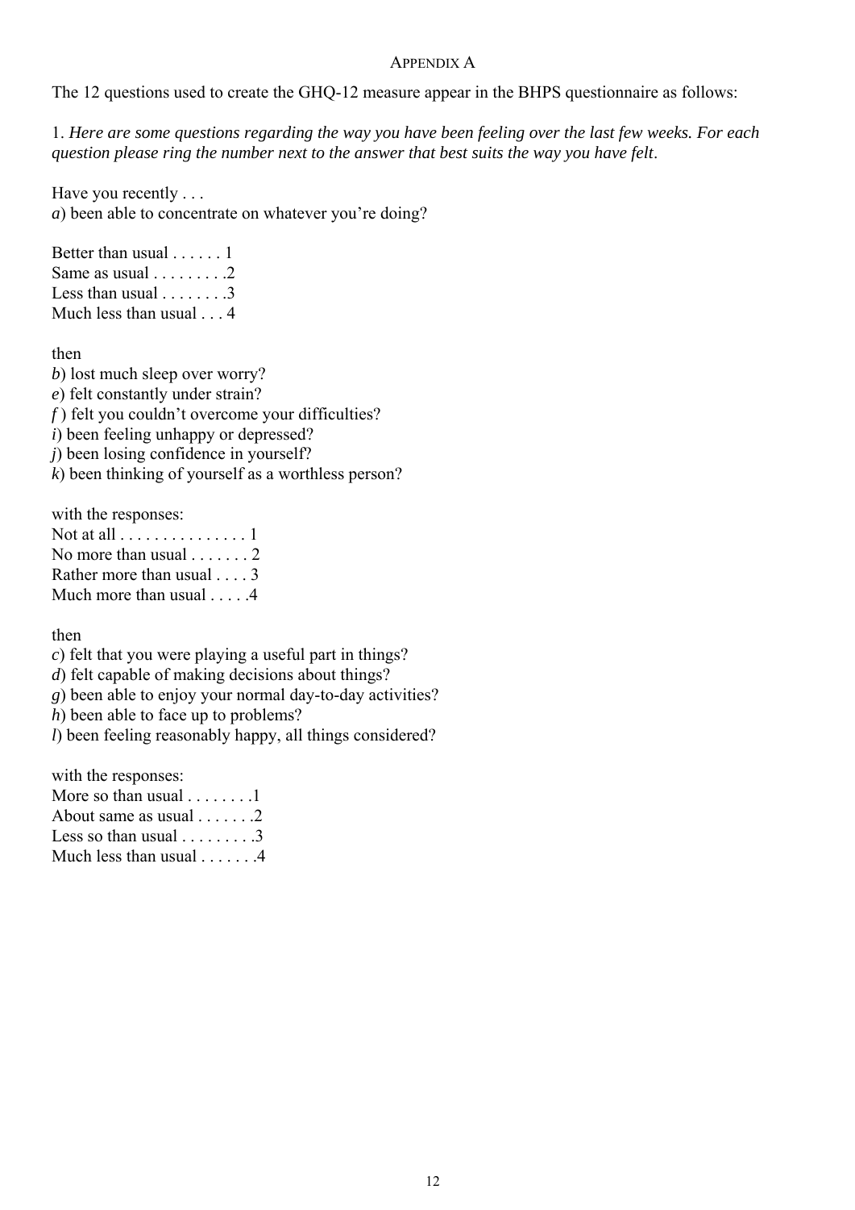# Appendix A

The 12 questions used to create the GHQ-12 measure appear in the BHPS questionnaire as follows:

1. *Here are some questions regarding the way you have been feeling over the last few weeks. For each question please ring the number next to the answer that best suits the way you have felt*.

Have you recently . . .
*a*) been able to concentrate on whatever you're doing?

Better than usual . . . . . . 1
Same as usual . . . . . . . . .2
Less than usual . . . . . . . .3
Much less than usual . . . 4

then
*b*) lost much sleep over worry?
*e*) felt constantly under strain?
*f* ) felt you couldn't overcome your difficulties?
*i*) been feeling unhappy or depressed?
*j*) been losing confidence in yourself?
*k*) been thinking of yourself as a worthless person?

with the responses:
Not at all . . . . . . . . . . . . . . . 1
No more than usual . . . . . . . 2
Rather more than usual . . . . 3
Much more than usual . . . . .4

then
*c*) felt that you were playing a useful part in things?
*d*) felt capable of making decisions about things?
*g*) been able to enjoy your normal day-to-day activities?
*h*) been able to face up to problems?
*l*) been feeling reasonably happy, all things considered?

with the responses:
More so than usual . . . . . . . .1
About same as usual . . . . . . .2
Less so than usual . . . . . . . . .3
Much less than usual . . . . . . .4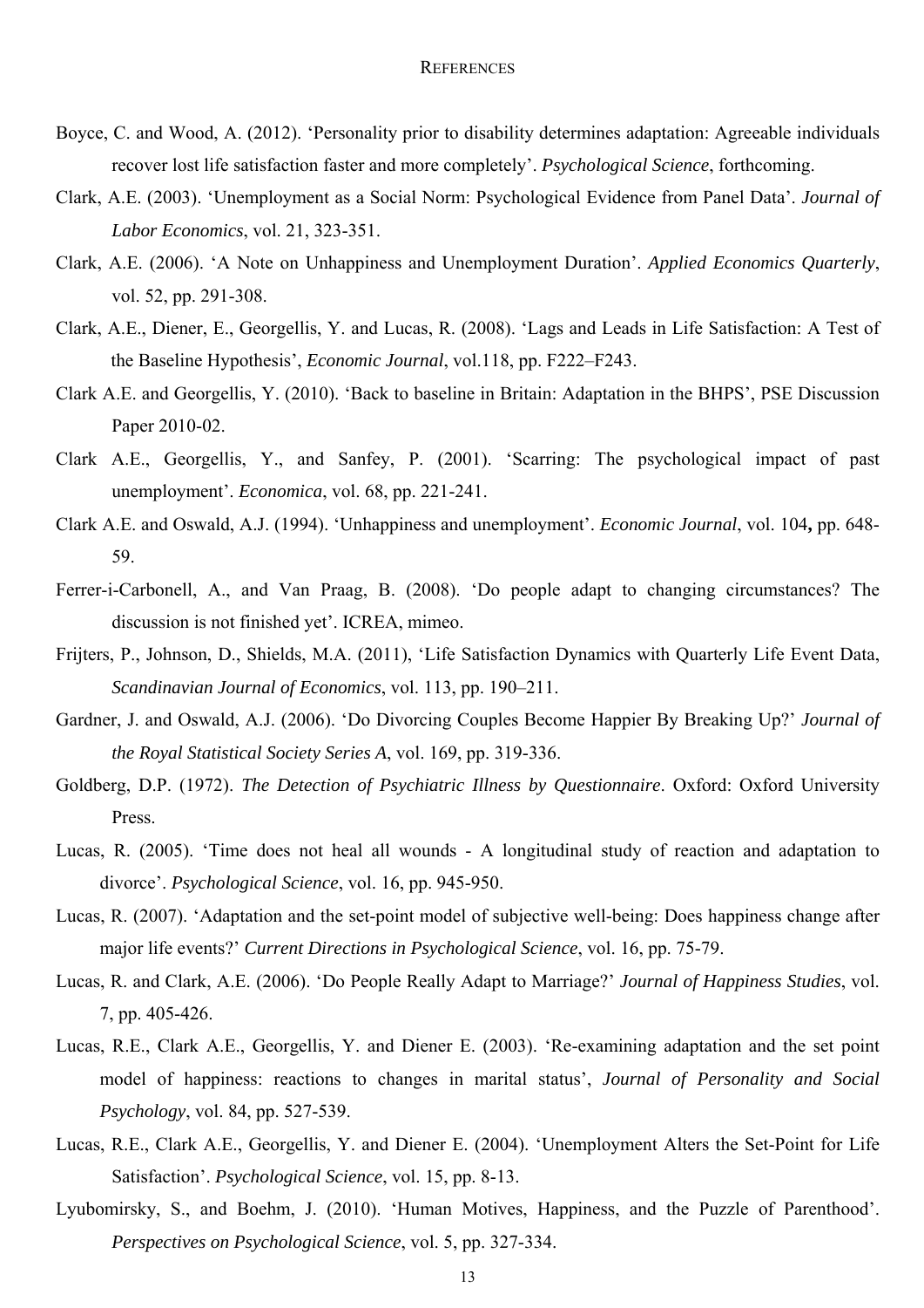## References

Boyce, C. and Wood, A. (2012). 'Personality prior to disability determines adaptation: Agreeable individuals recover lost life satisfaction faster and more completely'. *Psychological Science*, forthcoming.

Clark, A.E. (2003). 'Unemployment as a Social Norm: Psychological Evidence from Panel Data'. *Journal of Labor Economics*, vol. 21, 323-351.

Clark, A.E. (2006). 'A Note on Unhappiness and Unemployment Duration'. *Applied Economics Quarterly*, vol. 52, pp. 291-308.

Clark, A.E., Diener, E., Georgellis, Y. and Lucas, R. (2008). 'Lags and Leads in Life Satisfaction: A Test of the Baseline Hypothesis', *Economic Journal*, vol.118, pp. F222–F243.

Clark A.E. and Georgellis, Y. (2010). 'Back to baseline in Britain: Adaptation in the BHPS', PSE Discussion Paper 2010-02.

Clark A.E., Georgellis, Y., and Sanfey, P. (2001). 'Scarring: The psychological impact of past unemployment'. *Economica*, vol. 68, pp. 221-241.

Clark A.E. and Oswald, A.J. (1994). 'Unhappiness and unemployment'. *Economic Journal*, vol. 104**,** pp. 648-59.

Ferrer-i-Carbonell, A., and Van Praag, B. (2008). 'Do people adapt to changing circumstances? The discussion is not finished yet'. ICREA, mimeo.

Frijters, P., Johnson, D., Shields, M.A. (2011), 'Life Satisfaction Dynamics with Quarterly Life Event Data, *Scandinavian Journal of Economics*, vol. 113, pp. 190–211.

Gardner, J. and Oswald, A.J. (2006). 'Do Divorcing Couples Become Happier By Breaking Up?' *Journal of the Royal Statistical Society Series A*, vol. 169, pp. 319-336.

Goldberg, D.P. (1972). *The Detection of Psychiatric Illness by Questionnaire*. Oxford: Oxford University Press.

Lucas, R. (2005). 'Time does not heal all wounds - A longitudinal study of reaction and adaptation to divorce'. *Psychological Science*, vol. 16, pp. 945-950.

Lucas, R. (2007). 'Adaptation and the set-point model of subjective well-being: Does happiness change after major life events?' *Current Directions in Psychological Science*, vol. 16, pp. 75-79.

Lucas, R. and Clark, A.E. (2006). 'Do People Really Adapt to Marriage?' *Journal of Happiness Studies*, vol. 7, pp. 405-426.

Lucas, R.E., Clark A.E., Georgellis, Y. and Diener E. (2003). 'Re-examining adaptation and the set point model of happiness: reactions to changes in marital status', *Journal of Personality and Social Psychology*, vol. 84, pp. 527-539.

Lucas, R.E., Clark A.E., Georgellis, Y. and Diener E. (2004). 'Unemployment Alters the Set-Point for Life Satisfaction'. *Psychological Science*, vol. 15, pp. 8-13.

Lyubomirsky, S., and Boehm, J. (2010). 'Human Motives, Happiness, and the Puzzle of Parenthood'. *Perspectives on Psychological Science*, vol. 5, pp. 327-334.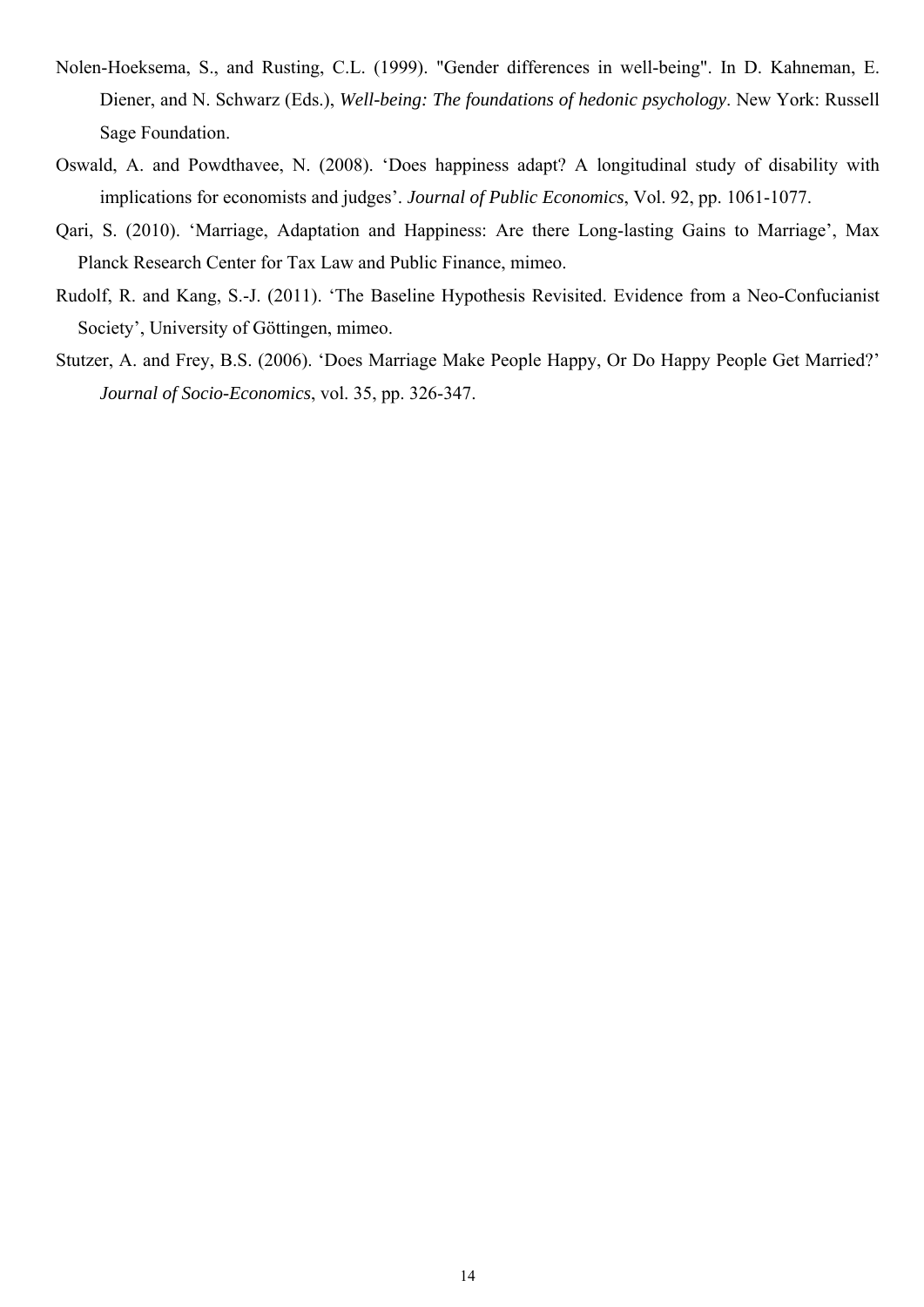Nolen-Hoeksema, S., and Rusting, C.L. (1999). "Gender differences in well-being". In D. Kahneman, E. Diener, and N. Schwarz (Eds.), *Well-being: The foundations of hedonic psychology*. New York: Russell Sage Foundation.

Oswald, A. and Powdthavee, N. (2008). 'Does happiness adapt? A longitudinal study of disability with implications for economists and judges'. *Journal of Public Economics*, Vol. 92, pp. 1061-1077.

Qari, S. (2010). 'Marriage, Adaptation and Happiness: Are there Long-lasting Gains to Marriage', Max Planck Research Center for Tax Law and Public Finance, mimeo.

Rudolf, R. and Kang, S.-J. (2011). 'The Baseline Hypothesis Revisited. Evidence from a Neo-Confucianist Society', University of Göttingen, mimeo.

Stutzer, A. and Frey, B.S. (2006). 'Does Marriage Make People Happy, Or Do Happy People Get Married?' *Journal of Socio-Economics*, vol. 35, pp. 326-347.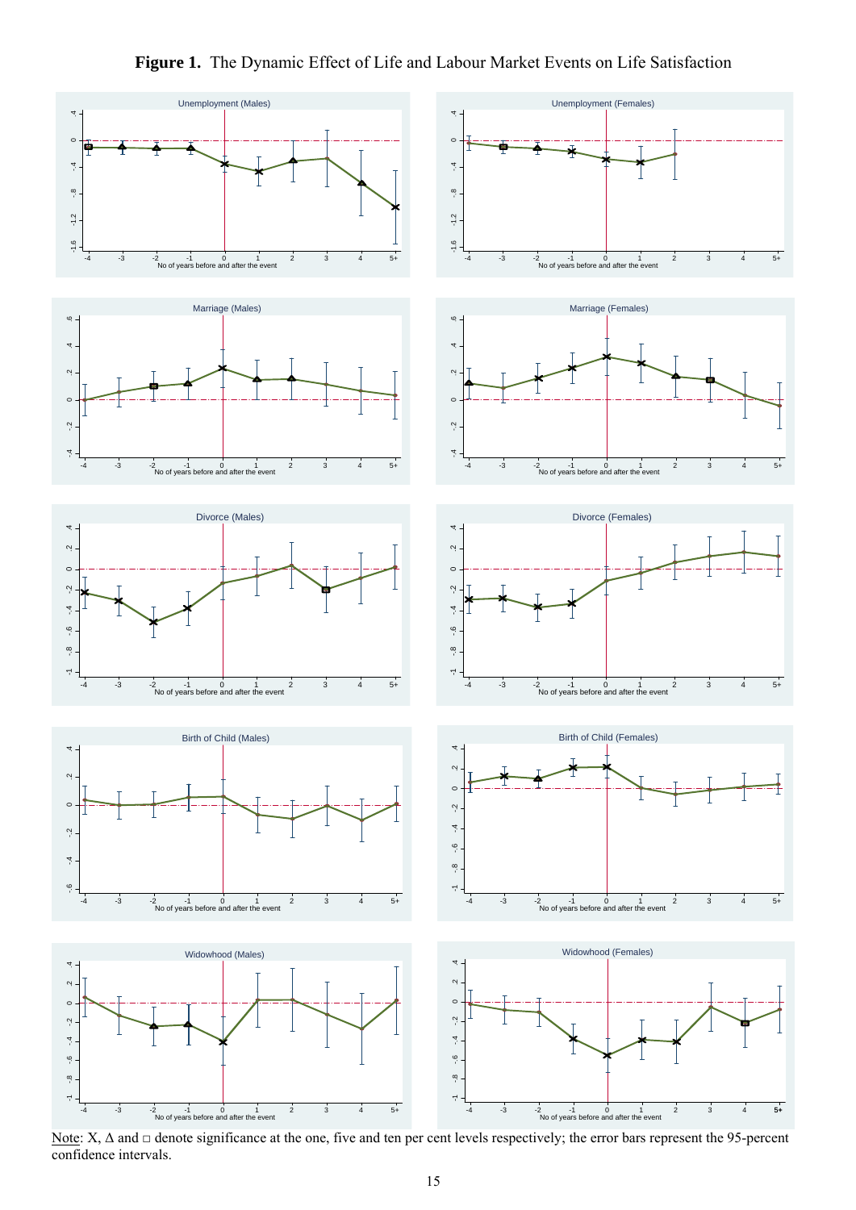**Figure 1.** The Dynamic Effect of Life and Labour Market Events on Life Satisfaction

Note: X, Δ and □ denote significance at the one, five and ten per cent levels respectively; the error bars represent the 95-percent confidence intervals.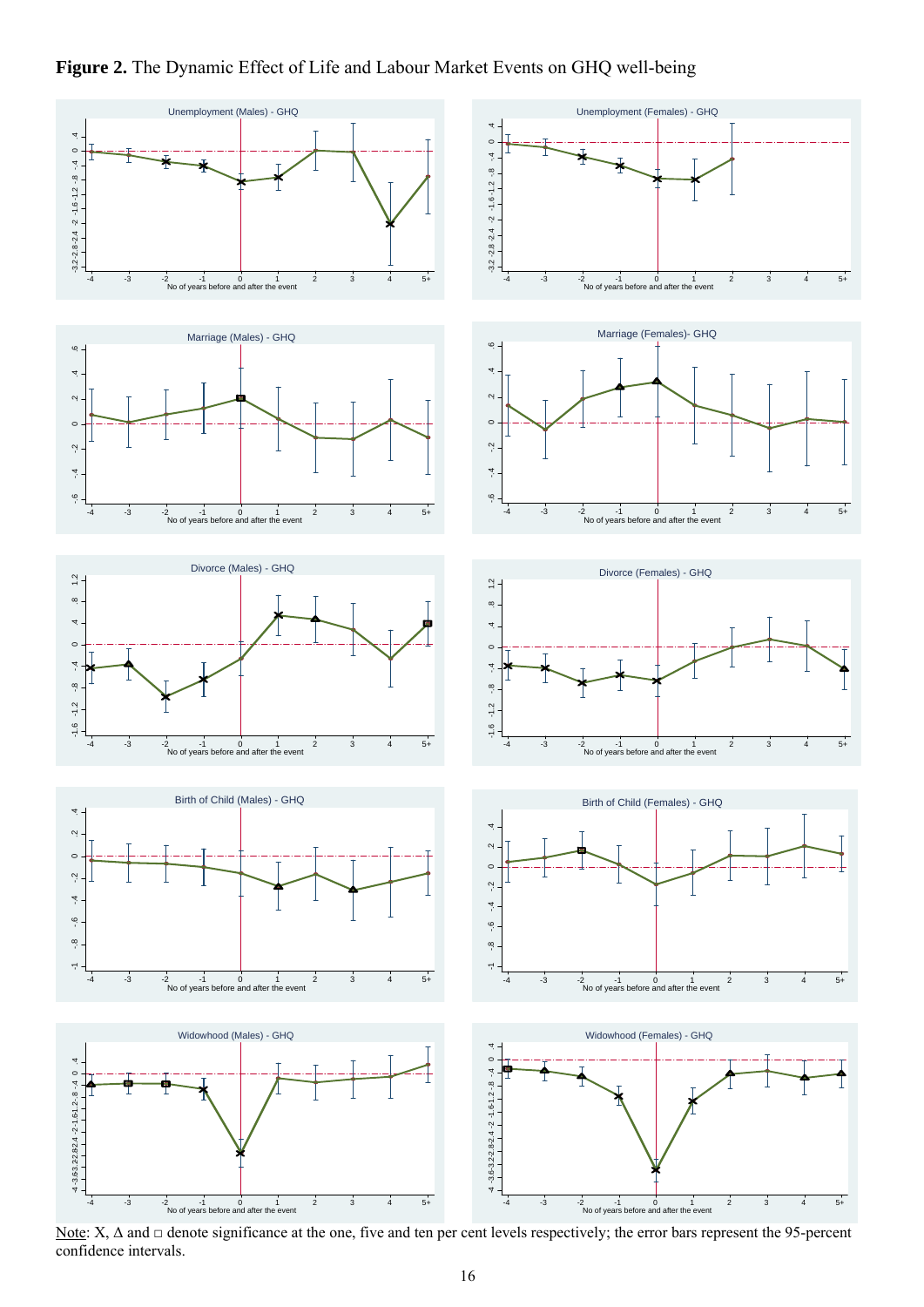**Figure 2.** The Dynamic Effect of Life and Labour Market Events on GHQ well-being

Note: X, Δ and □ denote significance at the one, five and ten per cent levels respectively; the error bars represent the 95-percent confidence intervals.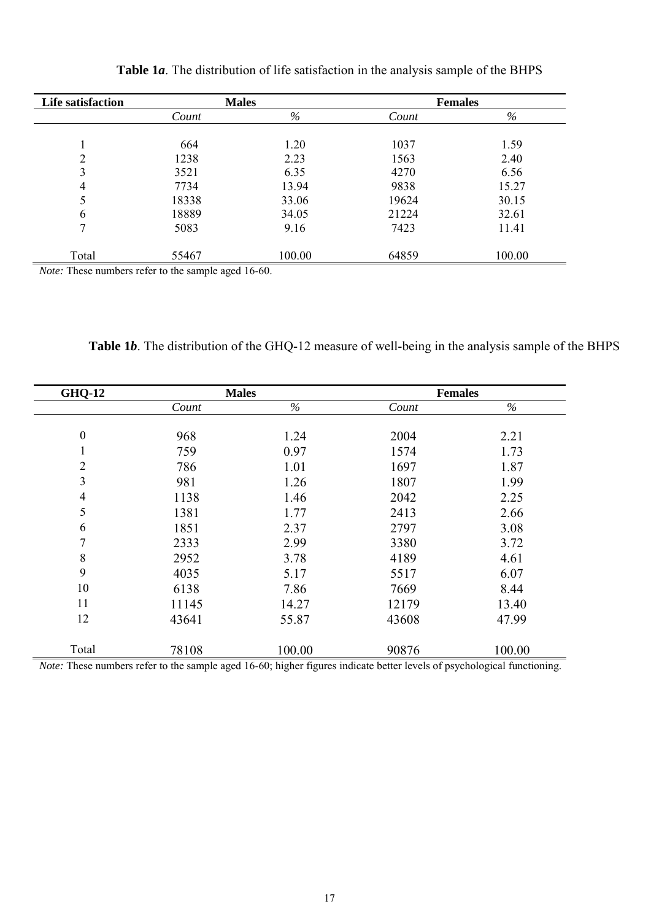**Table 1*a*.** The distribution of life satisfaction in the analysis sample of the BHPS

| Life satisfaction | Males | | Females | |
|---|---|---|---|---|
| | *Count* | *%* | *Count* | *%* |
| 1 | 664 | 1.20 | 1037 | 1.59 |
| 2 | 1238 | 2.23 | 1563 | 2.40 |
| 3 | 3521 | 6.35 | 4270 | 6.56 |
| 4 | 7734 | 13.94 | 9838 | 15.27 |
| 5 | 18338 | 33.06 | 19624 | 30.15 |
| 6 | 18889 | 34.05 | 21224 | 32.61 |
| 7 | 5083 | 9.16 | 7423 | 11.41 |
| Total | 55467 | 100.00 | 64859 | 100.00 |

*Note:* These numbers refer to the sample aged 16-60.

**Table 1*b*.** The distribution of the GHQ-12 measure of well-being in the analysis sample of the BHPS

| GHQ-12 | Males | | Females | |
|---|---|---|---|---|
| | *Count* | *%* | *Count* | *%* |
| 0 | 968 | 1.24 | 2004 | 2.21 |
| 1 | 759 | 0.97 | 1574 | 1.73 |
| 2 | 786 | 1.01 | 1697 | 1.87 |
| 3 | 981 | 1.26 | 1807 | 1.99 |
| 4 | 1138 | 1.46 | 2042 | 2.25 |
| 5 | 1381 | 1.77 | 2413 | 2.66 |
| 6 | 1851 | 2.37 | 2797 | 3.08 |
| 7 | 2333 | 2.99 | 3380 | 3.72 |
| 8 | 2952 | 3.78 | 4189 | 4.61 |
| 9 | 4035 | 5.17 | 5517 | 6.07 |
| 10 | 6138 | 7.86 | 7669 | 8.44 |
| 11 | 11145 | 14.27 | 12179 | 13.40 |
| 12 | 43641 | 55.87 | 43608 | 47.99 |
| Total | 78108 | 100.00 | 90876 | 100.00 |

*Note:* These numbers refer to the sample aged 16-60; higher figures indicate better levels of psychological functioning.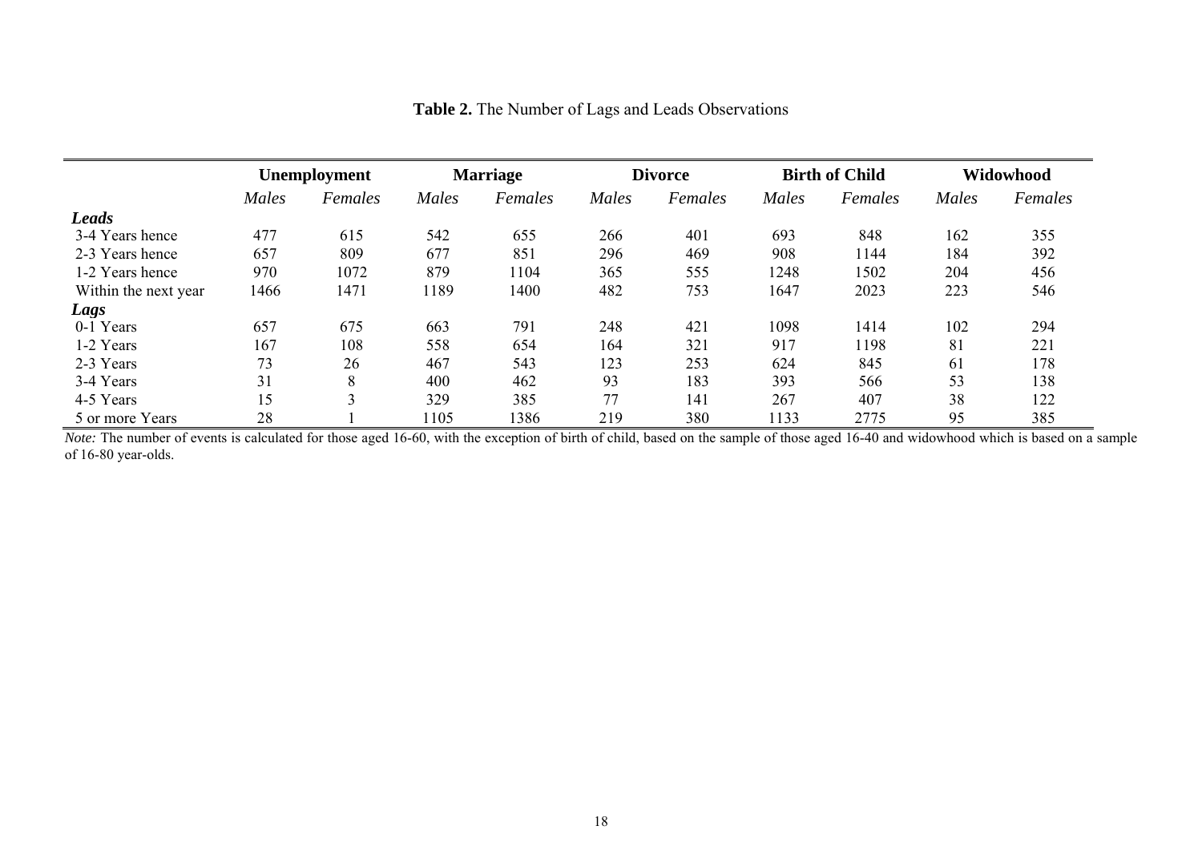**Table 2.** The Number of Lags and Leads Observations

| | **Unemployment** | | **Marriage** | | **Divorce** | | **Birth of Child** | | **Widowhood** | |
|---|---|---|---|---|---|---|---|---|---|---|
| | *Males* | *Females* | *Males* | *Females* | *Males* | *Females* | *Males* | *Females* | *Males* | *Females* |
| ***Leads*** | | | | | | | | | | |
| 3-4 Years hence | 477 | 615 | 542 | 655 | 266 | 401 | 693 | 848 | 162 | 355 |
| 2-3 Years hence | 657 | 809 | 677 | 851 | 296 | 469 | 908 | 1144 | 184 | 392 |
| 1-2 Years hence | 970 | 1072 | 879 | 1104 | 365 | 555 | 1248 | 1502 | 204 | 456 |
| Within the next year | 1466 | 1471 | 1189 | 1400 | 482 | 753 | 1647 | 2023 | 223 | 546 |
| ***Lags*** | | | | | | | | | | |
| 0-1 Years | 657 | 675 | 663 | 791 | 248 | 421 | 1098 | 1414 | 102 | 294 |
| 1-2 Years | 167 | 108 | 558 | 654 | 164 | 321 | 917 | 1198 | 81 | 221 |
| 2-3 Years | 73 | 26 | 467 | 543 | 123 | 253 | 624 | 845 | 61 | 178 |
| 3-4 Years | 31 | 8 | 400 | 462 | 93 | 183 | 393 | 566 | 53 | 138 |
| 4-5 Years | 15 | 3 | 329 | 385 | 77 | 141 | 267 | 407 | 38 | 122 |
| 5 or more Years | 28 | 1 | 1105 | 1386 | 219 | 380 | 1133 | 2775 | 95 | 385 |

*Note:* The number of events is calculated for those aged 16-60, with the exception of birth of child, based on the sample of those aged 16-40 and widowhood which is based on a sample of 16-80 year-olds.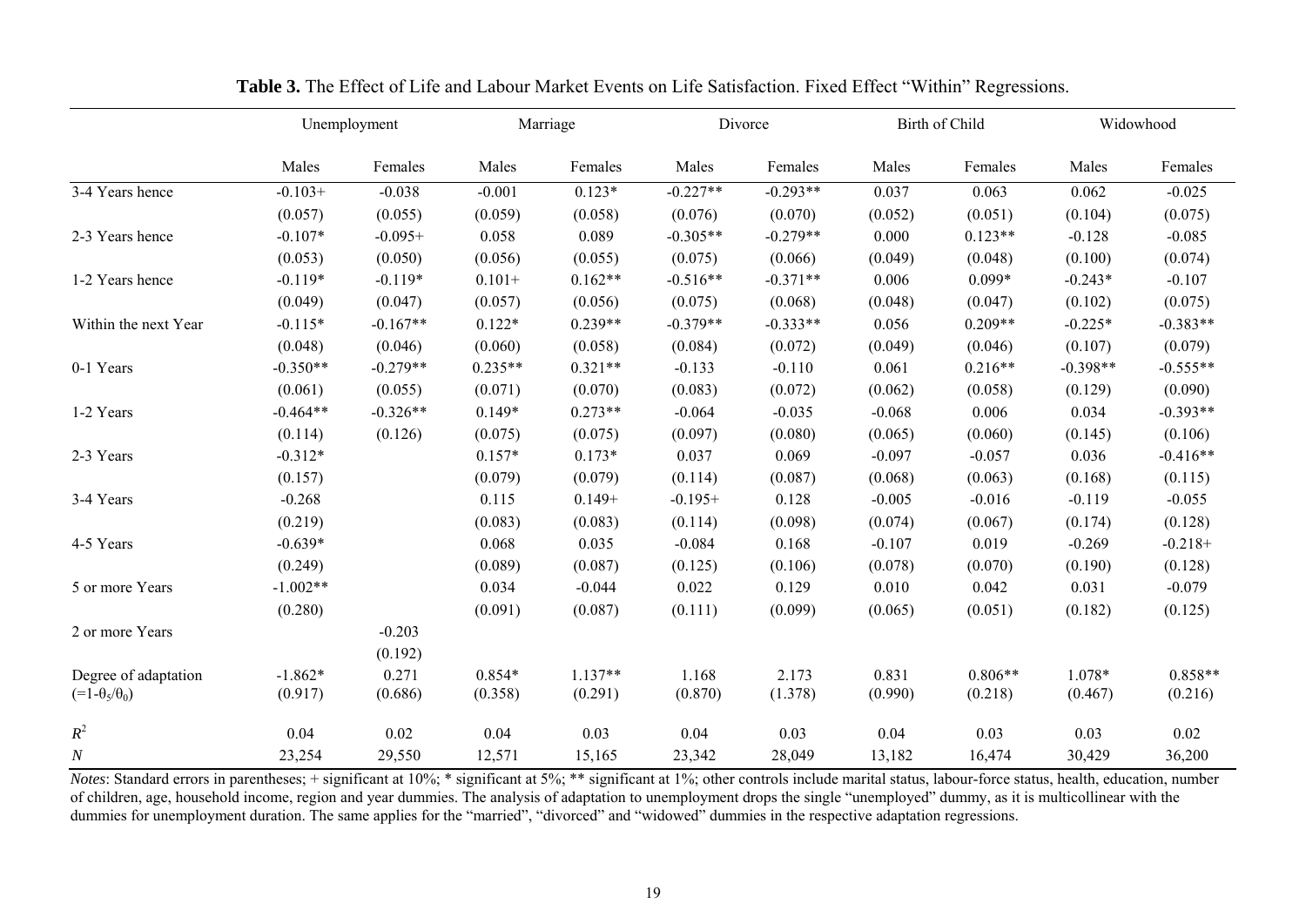**Table 3.** The Effect of Life and Labour Market Events on Life Satisfaction. Fixed Effect "Within" Regressions.

| | Unemployment | | Marriage | | Divorce | | Birth of Child | | Widowhood | |
|---|---|---|---|---|---|---|---|---|---|---|
| | Males | Females | Males | Females | Males | Females | Males | Females | Males | Females |
| 3-4 Years hence | -0.103+ | -0.038 | -0.001 | 0.123* | -0.227** | -0.293** | 0.037 | 0.063 | 0.062 | -0.025 |
| | (0.057) | (0.055) | (0.059) | (0.058) | (0.076) | (0.070) | (0.052) | (0.051) | (0.104) | (0.075) |
| 2-3 Years hence | -0.107* | -0.095+ | 0.058 | 0.089 | -0.305** | -0.279** | 0.000 | 0.123** | -0.128 | -0.085 |
| | (0.053) | (0.050) | (0.056) | (0.055) | (0.075) | (0.066) | (0.049) | (0.048) | (0.100) | (0.074) |
| 1-2 Years hence | -0.119* | -0.119* | 0.101+ | 0.162** | -0.516** | -0.371** | 0.006 | 0.099* | -0.243* | -0.107 |
| | (0.049) | (0.047) | (0.057) | (0.056) | (0.075) | (0.068) | (0.048) | (0.047) | (0.102) | (0.075) |
| Within the next Year | -0.115* | -0.167** | 0.122* | 0.239** | -0.379** | -0.333** | 0.056 | 0.209** | -0.225* | -0.383** |
| | (0.048) | (0.046) | (0.060) | (0.058) | (0.084) | (0.072) | (0.049) | (0.046) | (0.107) | (0.079) |
| 0-1 Years | -0.350** | -0.279** | 0.235** | 0.321** | -0.133 | -0.110 | 0.061 | 0.216** | -0.398** | -0.555** |
| | (0.061) | (0.055) | (0.071) | (0.070) | (0.083) | (0.072) | (0.062) | (0.058) | (0.129) | (0.090) |
| 1-2 Years | -0.464** | -0.326** | 0.149* | 0.273** | -0.064 | -0.035 | -0.068 | 0.006 | 0.034 | -0.393** |
| | (0.114) | (0.126) | (0.075) | (0.075) | (0.097) | (0.080) | (0.065) | (0.060) | (0.145) | (0.106) |
| 2-3 Years | -0.312* | | 0.157* | 0.173* | 0.037 | 0.069 | -0.097 | -0.057 | 0.036 | -0.416** |
| | (0.157) | | (0.079) | (0.079) | (0.114) | (0.087) | (0.068) | (0.063) | (0.168) | (0.115) |
| 3-4 Years | -0.268 | | 0.115 | 0.149+ | -0.195+ | 0.128 | -0.005 | -0.016 | -0.119 | -0.055 |
| | (0.219) | | (0.083) | (0.083) | (0.114) | (0.098) | (0.074) | (0.067) | (0.174) | (0.128) |
| 4-5 Years | -0.639* | | 0.068 | 0.035 | -0.084 | 0.168 | -0.107 | 0.019 | -0.269 | -0.218+ |
| | (0.249) | | (0.089) | (0.087) | (0.125) | (0.106) | (0.078) | (0.070) | (0.190) | (0.128) |
| 5 or more Years | -1.002** | | 0.034 | -0.044 | 0.022 | 0.129 | 0.010 | 0.042 | 0.031 | -0.079 |
| | (0.280) | | (0.091) | (0.087) | (0.111) | (0.099) | (0.065) | (0.051) | (0.182) | (0.125) |
| 2 or more Years | | -0.203 | | | | | | | | |
| | | (0.192) | | | | | | | | |
| Degree of adaptation | -1.862* | 0.271 | 0.854* | 1.137** | 1.168 | 2.173 | 0.831 | 0.806** | 1.078* | 0.858** |
| $(=1-\theta_5/\theta_0)$ | (0.917) | (0.686) | (0.358) | (0.291) | (0.870) | (1.378) | (0.990) | (0.218) | (0.467) | (0.216) |
| $R^2$ | 0.04 | 0.02 | 0.04 | 0.03 | 0.04 | 0.03 | 0.04 | 0.03 | 0.03 | 0.02 |
| $N$ | 23,254 | 29,550 | 12,571 | 15,165 | 23,342 | 28,049 | 13,182 | 16,474 | 30,429 | 36,200 |

*Notes*: Standard errors in parentheses; + significant at 10%; * significant at 5%; ** significant at 1%; other controls include marital status, labour-force status, health, education, number of children, age, household income, region and year dummies. The analysis of adaptation to unemployment drops the single "unemployed" dummy, as it is multicollinear with the dummies for unemployment duration. The same applies for the "married", "divorced" and "widowed" dummies in the respective adaptation regressions.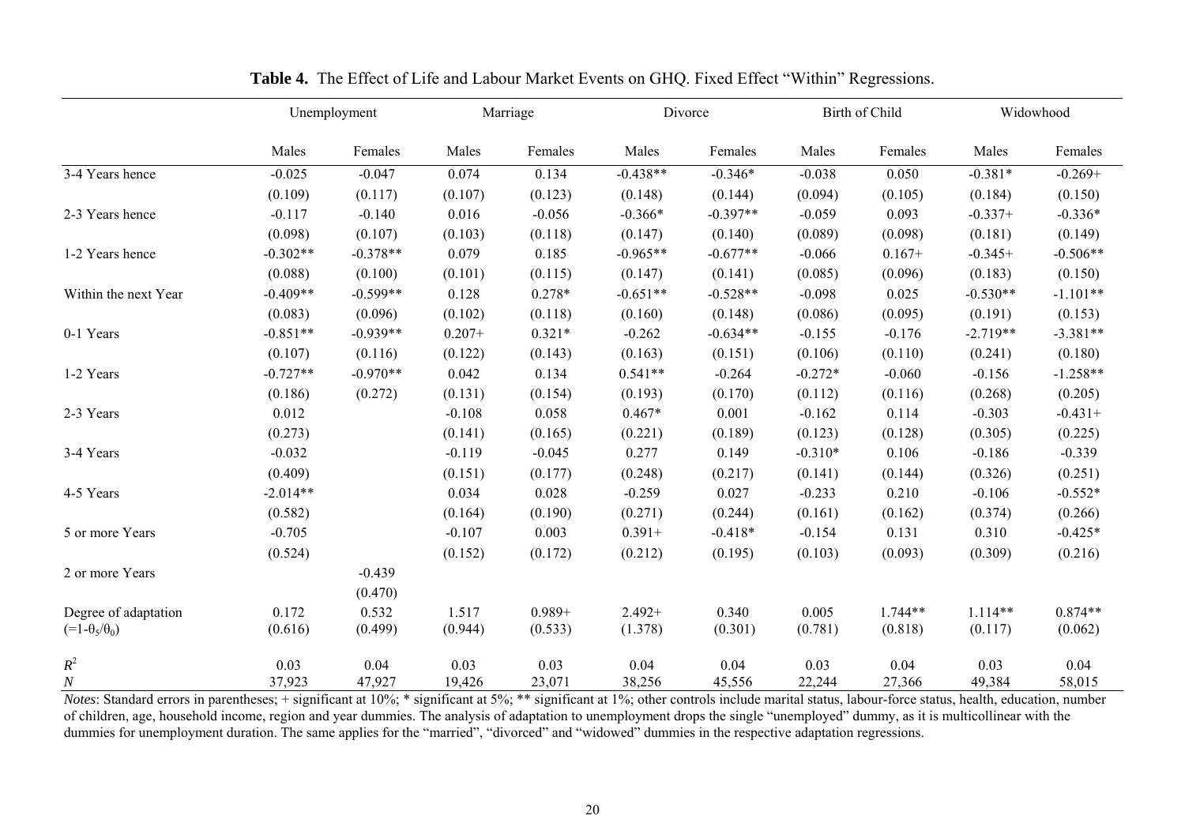**Table 4.** The Effect of Life and Labour Market Events on GHQ. Fixed Effect "Within" Regressions.

| | Unemployment | | Marriage | | Divorce | | Birth of Child | | Widowhood | |
|---|---|---|---|---|---|---|---|---|---|---|
| | Males | Females | Males | Females | Males | Females | Males | Females | Males | Females |
| 3-4 Years hence | -0.025 | -0.047 | 0.074 | 0.134 | -0.438** | -0.346* | -0.038 | 0.050 | -0.381* | -0.269+ |
| | (0.109) | (0.117) | (0.107) | (0.123) | (0.148) | (0.144) | (0.094) | (0.105) | (0.184) | (0.150) |
| 2-3 Years hence | -0.117 | -0.140 | 0.016 | -0.056 | -0.366* | -0.397** | -0.059 | 0.093 | -0.337+ | -0.336* |
| | (0.098) | (0.107) | (0.103) | (0.118) | (0.147) | (0.140) | (0.089) | (0.098) | (0.181) | (0.149) |
| 1-2 Years hence | -0.302** | -0.378** | 0.079 | 0.185 | -0.965** | -0.677** | -0.066 | 0.167+ | -0.345+ | -0.506** |
| | (0.088) | (0.100) | (0.101) | (0.115) | (0.147) | (0.141) | (0.085) | (0.096) | (0.183) | (0.150) |
| Within the next Year | -0.409** | -0.599** | 0.128 | 0.278* | -0.651** | -0.528** | -0.098 | 0.025 | -0.530** | -1.101** |
| | (0.083) | (0.096) | (0.102) | (0.118) | (0.160) | (0.148) | (0.086) | (0.095) | (0.191) | (0.153) |
| 0-1 Years | -0.851** | -0.939** | 0.207+ | 0.321* | -0.262 | -0.634** | -0.155 | -0.176 | -2.719** | -3.381** |
| | (0.107) | (0.116) | (0.122) | (0.143) | (0.163) | (0.151) | (0.106) | (0.110) | (0.241) | (0.180) |
| 1-2 Years | -0.727** | -0.970** | 0.042 | 0.134 | 0.541** | -0.264 | -0.272* | -0.060 | -0.156 | -1.258** |
| | (0.186) | (0.272) | (0.131) | (0.154) | (0.193) | (0.170) | (0.112) | (0.116) | (0.268) | (0.205) |
| 2-3 Years | 0.012 | | -0.108 | 0.058 | 0.467* | 0.001 | -0.162 | 0.114 | -0.303 | -0.431+ |
| | (0.273) | | (0.141) | (0.165) | (0.221) | (0.189) | (0.123) | (0.128) | (0.305) | (0.225) |
| 3-4 Years | -0.032 | | -0.119 | -0.045 | 0.277 | 0.149 | -0.310* | 0.106 | -0.186 | -0.339 |
| | (0.409) | | (0.151) | (0.177) | (0.248) | (0.217) | (0.141) | (0.144) | (0.326) | (0.251) |
| 4-5 Years | -2.014** | | 0.034 | 0.028 | -0.259 | 0.027 | -0.233 | 0.210 | -0.106 | -0.552* |
| | (0.582) | | (0.164) | (0.190) | (0.271) | (0.244) | (0.161) | (0.162) | (0.374) | (0.266) |
| 5 or more Years | -0.705 | | -0.107 | 0.003 | 0.391+ | -0.418* | -0.154 | 0.131 | 0.310 | -0.425* |
| | (0.524) | | (0.152) | (0.172) | (0.212) | (0.195) | (0.103) | (0.093) | (0.309) | (0.216) |
| 2 or more Years | | -0.439 | | | | | | | | |
| | | (0.470) | | | | | | | | |
| Degree of adaptation | 0.172 | 0.532 | 1.517 | 0.989+ | 2.492+ | 0.340 | 0.005 | 1.744** | 1.114** | 0.874** |
| $(=1-\theta_5/\theta_0)$ | (0.616) | (0.499) | (0.944) | (0.533) | (1.378) | (0.301) | (0.781) | (0.818) | (0.117) | (0.062) |
| $R^2$ | 0.03 | 0.04 | 0.03 | 0.03 | 0.04 | 0.04 | 0.03 | 0.04 | 0.03 | 0.04 |
| $N$ | 37,923 | 47,927 | 19,426 | 23,071 | 38,256 | 45,556 | 22,244 | 27,366 | 49,384 | 58,015 |

*Notes*: Standard errors in parentheses; + significant at 10%; * significant at 5%; ** significant at 1%; other controls include marital status, labour-force status, health, education, number of children, age, household income, region and year dummies. The analysis of adaptation to unemployment drops the single "unemployed" dummy, as it is multicollinear with the dummies for unemployment duration. The same applies for the "married", "divorced" and "widowed" dummies in the respective adaptation regressions.